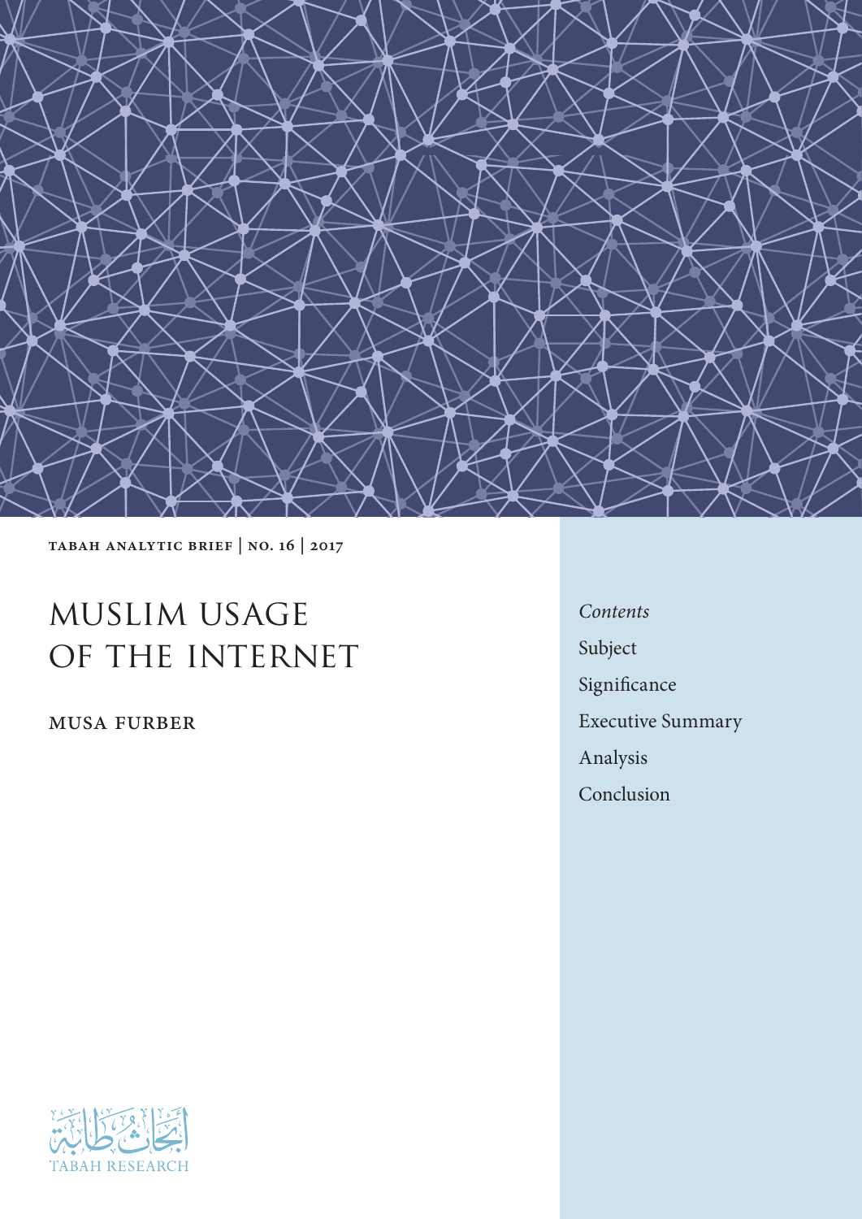TABAH ANALYTIC BRIEF | NO. 16 | 2017

# MUSLIM USAGE OF THE INTERNET

MUSA FURBER

*Contents*

- Subject
- Significance
- Executive Summary
- Analysis
- Conclusion

أبحاث طابة

TABAH RESEARCH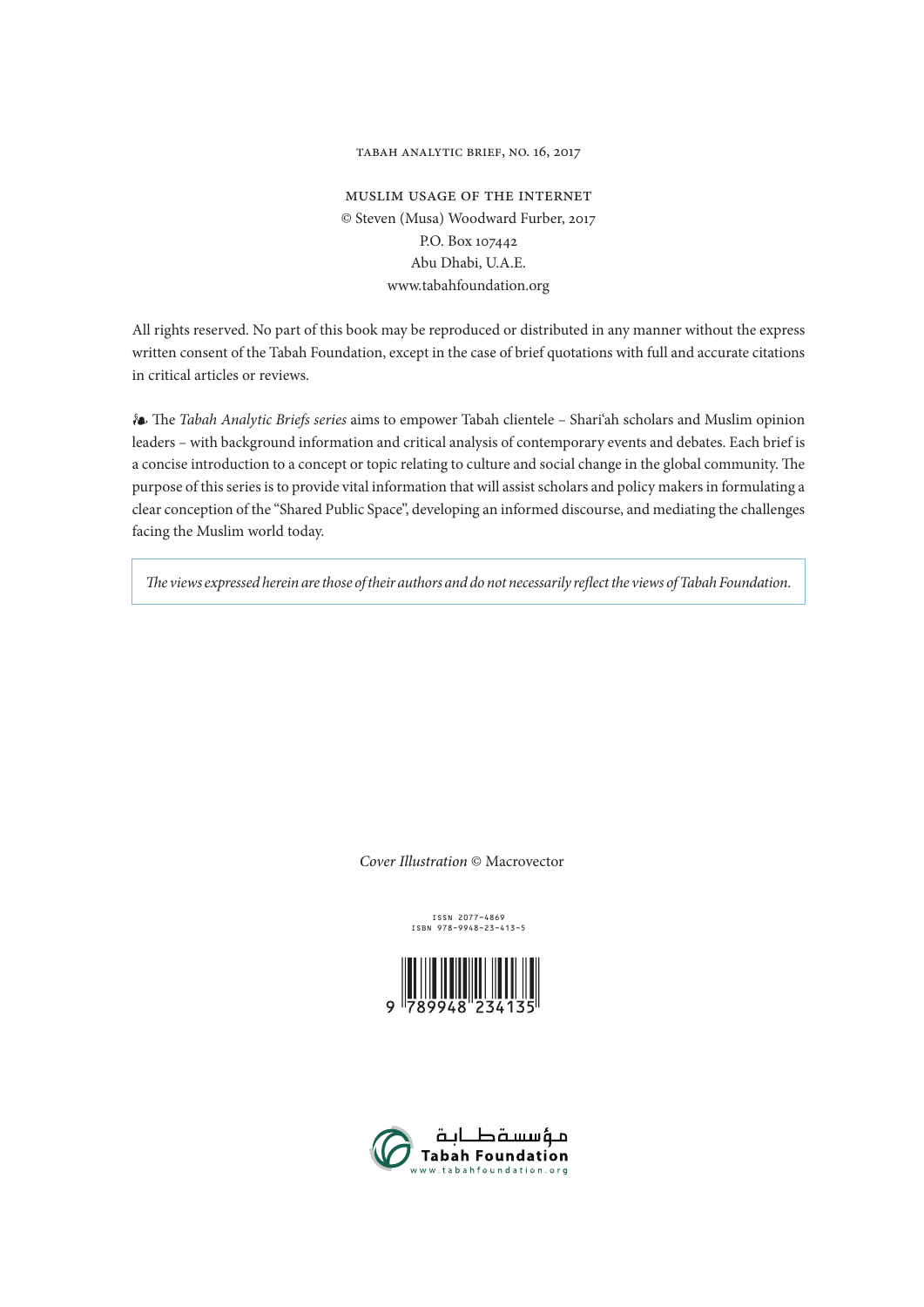TABAH ANALYTIC BRIEF, NO. 16, 2017

MUSLIM USAGE OF THE INTERNET
© Steven (Musa) Woodward Furber, 2017
P.O. Box 107442
Abu Dhabi, U.A.E.
www.tabahfoundation.org

All rights reserved. No part of this book may be reproduced or distributed in any manner without the express written consent of the Tabah Foundation, except in the case of brief quotations with full and accurate citations in critical articles or reviews.

❧ The *Tabah Analytic Briefs series* aims to empower Tabah clientele – Shariʿah scholars and Muslim opinion leaders – with background information and critical analysis of contemporary events and debates. Each brief is a concise introduction to a concept or topic relating to culture and social change in the global community. The purpose of this series is to provide vital information that will assist scholars and policy makers in formulating a clear conception of the "Shared Public Space", developing an informed discourse, and mediating the challenges facing the Muslim world today.

*The views expressed herein are those of their authors and do not necessarily reflect the views of Tabah Foundation.*

*Cover Illustration* © Macrovector

ISSN 2077-4869
ISBN 978-9948-23-413-5

9 789948 234135

مؤسسة طابة
Tabah Foundation
www.tabahfoundation.org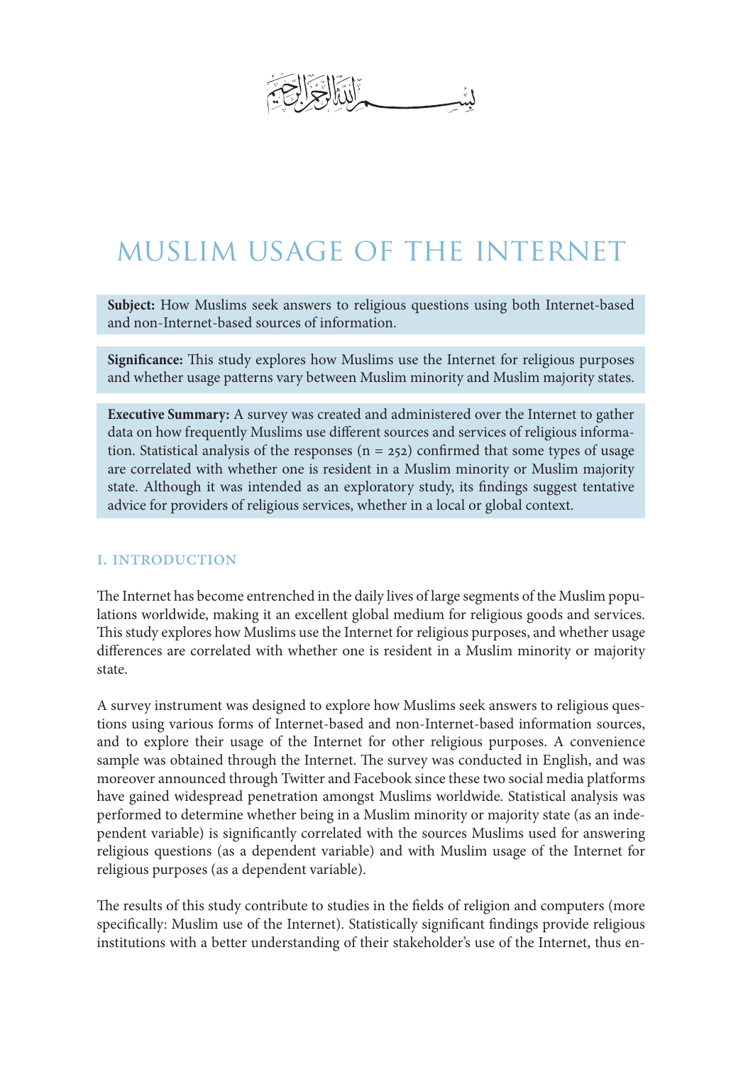بِسْمِ اللَّهِ الرَّحْمَٰنِ الرَّحِيمِ

# MUSLIM USAGE OF THE INTERNET

**Subject:** How Muslims seek answers to religious questions using both Internet-based and non-Internet-based sources of information.

**Significance:** This study explores how Muslims use the Internet for religious purposes and whether usage patterns vary between Muslim minority and Muslim majority states.

**Executive Summary:** A survey was created and administered over the Internet to gather data on how frequently Muslims use different sources and services of religious information. Statistical analysis of the responses (n = 252) confirmed that some types of usage are correlated with whether one is resident in a Muslim minority or Muslim majority state. Although it was intended as an exploratory study, its findings suggest tentative advice for providers of religious services, whether in a local or global context.

## I. INTRODUCTION

The Internet has become entrenched in the daily lives of large segments of the Muslim populations worldwide, making it an excellent global medium for religious goods and services. This study explores how Muslims use the Internet for religious purposes, and whether usage differences are correlated with whether one is resident in a Muslim minority or majority state.

A survey instrument was designed to explore how Muslims seek answers to religious questions using various forms of Internet-based and non-Internet-based information sources, and to explore their usage of the Internet for other religious purposes. A convenience sample was obtained through the Internet. The survey was conducted in English, and was moreover announced through Twitter and Facebook since these two social media platforms have gained widespread penetration amongst Muslims worldwide. Statistical analysis was performed to determine whether being in a Muslim minority or majority state (as an independent variable) is significantly correlated with the sources Muslims used for answering religious questions (as a dependent variable) and with Muslim usage of the Internet for religious purposes (as a dependent variable).

The results of this study contribute to studies in the fields of religion and computers (more specifically: Muslim use of the Internet). Statistically significant findings provide religious institutions with a better understanding of their stakeholder's use of the Internet, thus en-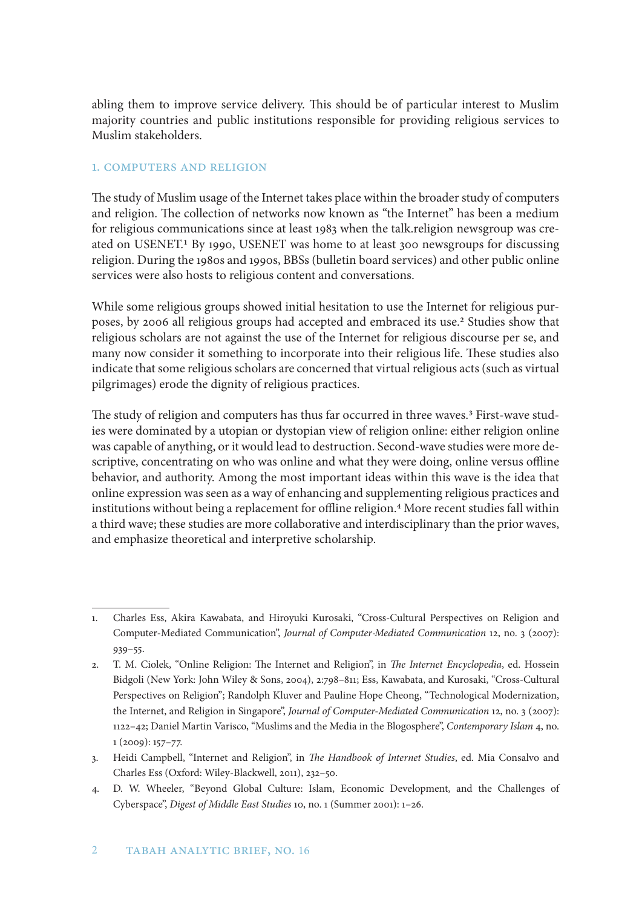abling them to improve service delivery. This should be of particular interest to Muslim majority countries and public institutions responsible for providing religious services to Muslim stakeholders.

## 1. COMPUTERS AND RELIGION

The study of Muslim usage of the Internet takes place within the broader study of computers and religion. The collection of networks now known as "the Internet" has been a medium for religious communications since at least 1983 when the talk.religion newsgroup was created on USENET.[1] By 1990, USENET was home to at least 300 newsgroups for discussing religion. During the 1980s and 1990s, BBSs (bulletin board services) and other public online services were also hosts to religious content and conversations.

While some religious groups showed initial hesitation to use the Internet for religious purposes, by 2006 all religious groups had accepted and embraced its use.[2] Studies show that religious scholars are not against the use of the Internet for religious discourse per se, and many now consider it something to incorporate into their religious life. These studies also indicate that some religious scholars are concerned that virtual religious acts (such as virtual pilgrimages) erode the dignity of religious practices.

The study of religion and computers has thus far occurred in three waves.[3] First-wave studies were dominated by a utopian or dystopian view of religion online: either religion online was capable of anything, or it would lead to destruction. Second-wave studies were more descriptive, concentrating on who was online and what they were doing, online versus offline behavior, and authority. Among the most important ideas within this wave is the idea that online expression was seen as a way of enhancing and supplementing religious practices and institutions without being a replacement for offline religion.[4] More recent studies fall within a third wave; these studies are more collaborative and interdisciplinary than the prior waves, and emphasize theoretical and interpretive scholarship.

---

1. Charles Ess, Akira Kawabata, and Hiroyuki Kurosaki, "Cross-Cultural Perspectives on Religion and Computer-Mediated Communication", *Journal of Computer-Mediated Communication* 12, no. 3 (2007): 939–55.
2. T. M. Ciolek, "Online Religion: The Internet and Religion", in *The Internet Encyclopedia*, ed. Hossein Bidgoli (New York: John Wiley & Sons, 2004), 2:798–811; Ess, Kawabata, and Kurosaki, "Cross-Cultural Perspectives on Religion"; Randolph Kluver and Pauline Hope Cheong, "Technological Modernization, the Internet, and Religion in Singapore", *Journal of Computer-Mediated Communication* 12, no. 3 (2007): 1122–42; Daniel Martin Varisco, "Muslims and the Media in the Blogosphere", *Contemporary Islam* 4, no. 1 (2009): 157–77.
3. Heidi Campbell, "Internet and Religion", in *The Handbook of Internet Studies*, ed. Mia Consalvo and Charles Ess (Oxford: Wiley-Blackwell, 2011), 232–50.
4. D. W. Wheeler, "Beyond Global Culture: Islam, Economic Development, and the Challenges of Cyberspace", *Digest of Middle East Studies* 10, no. 1 (Summer 2001): 1–26.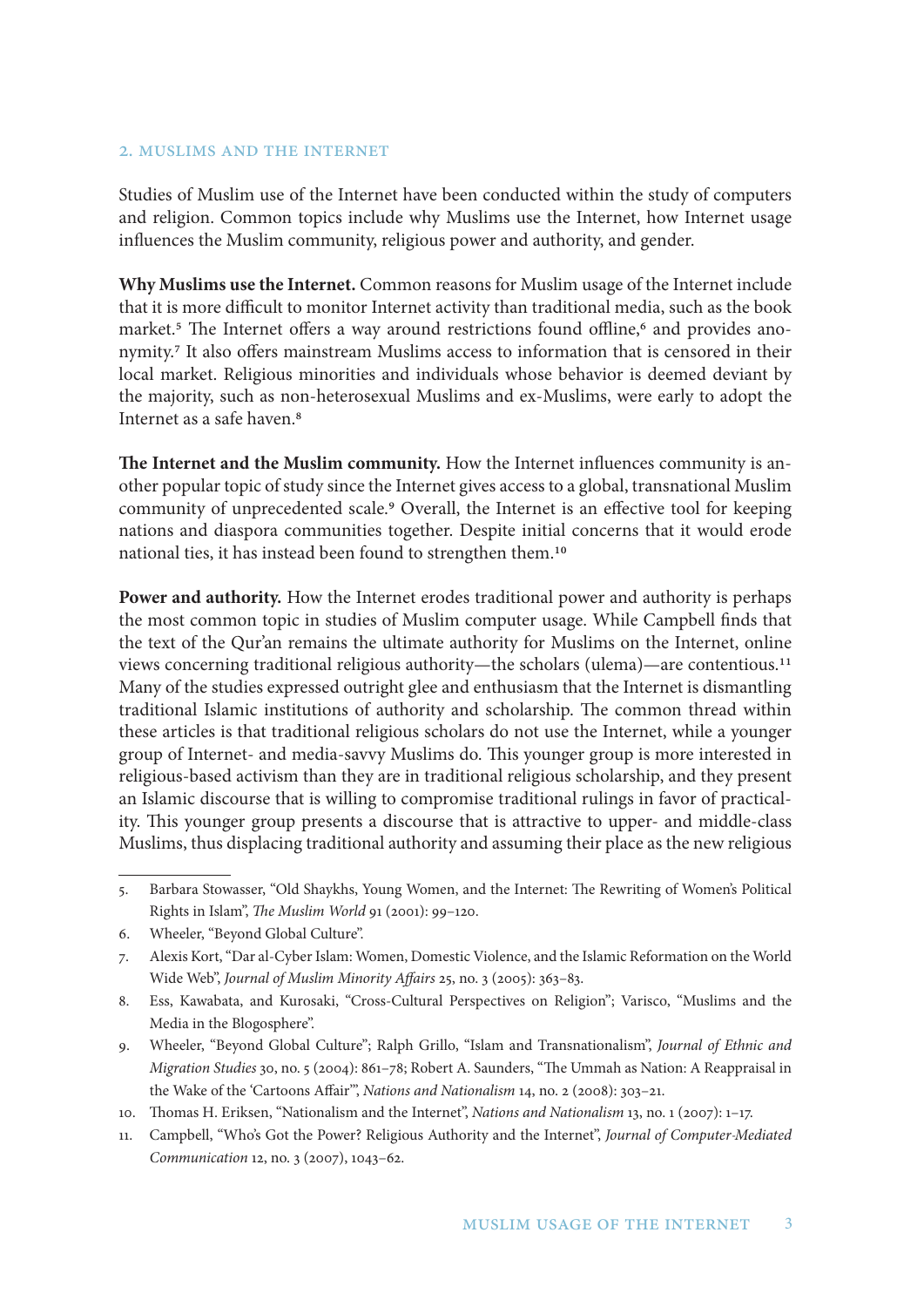## 2. Muslims and the Internet

Studies of Muslim use of the Internet have been conducted within the study of computers and religion. Common topics include why Muslims use the Internet, how Internet usage influences the Muslim community, religious power and authority, and gender.

**Why Muslims use the Internet.** Common reasons for Muslim usage of the Internet include that it is more difficult to monitor Internet activity than traditional media, such as the book market.[5] The Internet offers a way around restrictions found offline,[6] and provides anonymity.[7] It also offers mainstream Muslims access to information that is censored in their local market. Religious minorities and individuals whose behavior is deemed deviant by the majority, such as non-heterosexual Muslims and ex-Muslims, were early to adopt the Internet as a safe haven.[8]

**The Internet and the Muslim community.** How the Internet influences community is another popular topic of study since the Internet gives access to a global, transnational Muslim community of unprecedented scale.[9] Overall, the Internet is an effective tool for keeping nations and diaspora communities together. Despite initial concerns that it would erode national ties, it has instead been found to strengthen them.[10]

**Power and authority.** How the Internet erodes traditional power and authority is perhaps the most common topic in studies of Muslim computer usage. While Campbell finds that the text of the Qur'an remains the ultimate authority for Muslims on the Internet, online views concerning traditional religious authority—the scholars (ulema)—are contentious.[11] Many of the studies expressed outright glee and enthusiasm that the Internet is dismantling traditional Islamic institutions of authority and scholarship. The common thread within these articles is that traditional religious scholars do not use the Internet, while a younger group of Internet- and media-savvy Muslims do. This younger group is more interested in religious-based activism than they are in traditional religious scholarship, and they present an Islamic discourse that is willing to compromise traditional rulings in favor of practicality. This younger group presents a discourse that is attractive to upper- and middle-class Muslims, thus displacing traditional authority and assuming their place as the new religious

---

5. Barbara Stowasser, "Old Shaykhs, Young Women, and the Internet: The Rewriting of Women's Political Rights in Islam", *The Muslim World* 91 (2001): 99–120.
6. Wheeler, "Beyond Global Culture".
7. Alexis Kort, "Dar al-Cyber Islam: Women, Domestic Violence, and the Islamic Reformation on the World Wide Web", *Journal of Muslim Minority Affairs* 25, no. 3 (2005): 363–83.
8. Ess, Kawabata, and Kurosaki, "Cross-Cultural Perspectives on Religion"; Varisco, "Muslims and the Media in the Blogosphere".
9. Wheeler, "Beyond Global Culture"; Ralph Grillo, "Islam and Transnationalism", *Journal of Ethnic and Migration Studies* 30, no. 5 (2004): 861–78; Robert A. Saunders, "The Ummah as Nation: A Reappraisal in the Wake of the 'Cartoons Affair'", *Nations and Nationalism* 14, no. 2 (2008): 303–21.
10. Thomas H. Eriksen, "Nationalism and the Internet", *Nations and Nationalism* 13, no. 1 (2007): 1–17.
11. Campbell, "Who's Got the Power? Religious Authority and the Internet", *Journal of Computer-Mediated Communication* 12, no. 3 (2007), 1043–62.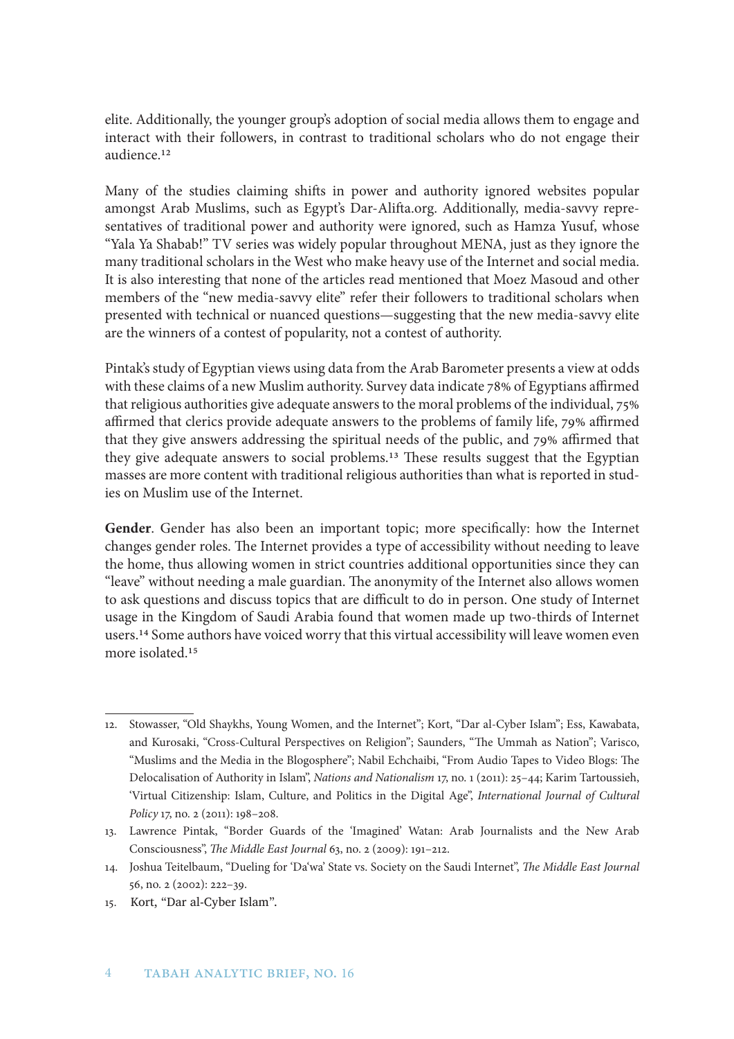elite. Additionally, the younger group's adoption of social media allows them to engage and interact with their followers, in contrast to traditional scholars who do not engage their audience.[12]

Many of the studies claiming shifts in power and authority ignored websites popular amongst Arab Muslims, such as Egypt's Dar-Alifta.org. Additionally, media-savvy representatives of traditional power and authority were ignored, such as Hamza Yusuf, whose "Yala Ya Shabab!" TV series was widely popular throughout MENA, just as they ignore the many traditional scholars in the West who make heavy use of the Internet and social media. It is also interesting that none of the articles read mentioned that Moez Masoud and other members of the "new media-savvy elite" refer their followers to traditional scholars when presented with technical or nuanced questions—suggesting that the new media-savvy elite are the winners of a contest of popularity, not a contest of authority.

Pintak's study of Egyptian views using data from the Arab Barometer presents a view at odds with these claims of a new Muslim authority. Survey data indicate 78% of Egyptians affirmed that religious authorities give adequate answers to the moral problems of the individual, 75% affirmed that clerics provide adequate answers to the problems of family life, 79% affirmed that they give answers addressing the spiritual needs of the public, and 79% affirmed that they give adequate answers to social problems.[13] These results suggest that the Egyptian masses are more content with traditional religious authorities than what is reported in studies on Muslim use of the Internet.

**Gender**. Gender has also been an important topic; more specifically: how the Internet changes gender roles. The Internet provides a type of accessibility without needing to leave the home, thus allowing women in strict countries additional opportunities since they can "leave" without needing a male guardian. The anonymity of the Internet also allows women to ask questions and discuss topics that are difficult to do in person. One study of Internet usage in the Kingdom of Saudi Arabia found that women made up two-thirds of Internet users.[14] Some authors have voiced worry that this virtual accessibility will leave women even more isolated.[15]

---

12. Stowasser, "Old Shaykhs, Young Women, and the Internet"; Kort, "Dar al-Cyber Islam"; Ess, Kawabata, and Kurosaki, "Cross-Cultural Perspectives on Religion"; Saunders, "The Ummah as Nation"; Varisco, "Muslims and the Media in the Blogosphere"; Nabil Echchaibi, "From Audio Tapes to Video Blogs: The Delocalisation of Authority in Islam", *Nations and Nationalism* 17, no. 1 (2011): 25–44; Karim Tartoussieh, 'Virtual Citizenship: Islam, Culture, and Politics in the Digital Age", *International Journal of Cultural Policy* 17, no. 2 (2011): 198–208.
13. Lawrence Pintak, "Border Guards of the 'Imagined' Watan: Arab Journalists and the New Arab Consciousness", *The Middle East Journal* 63, no. 2 (2009): 191–212.
14. Joshua Teitelbaum, "Dueling for 'Da'wa' State vs. Society on the Saudi Internet", *The Middle East Journal* 56, no. 2 (2002): 222–39.
15. Kort, "Dar al-Cyber Islam".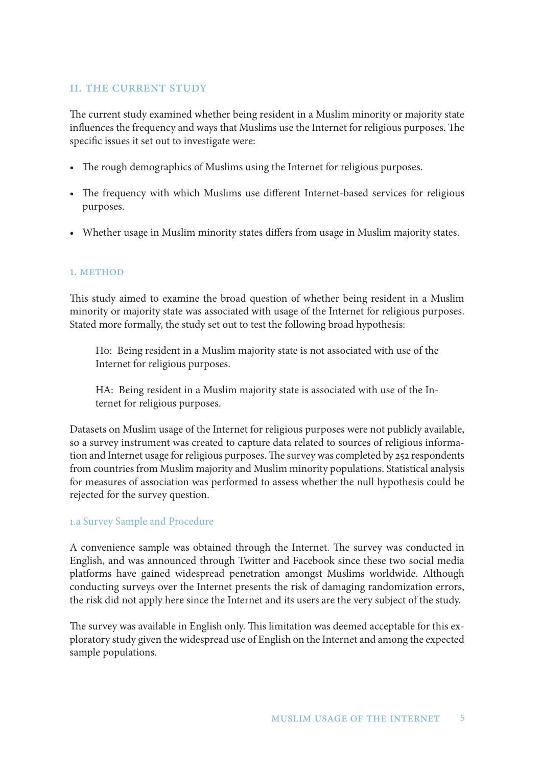## II. THE CURRENT STUDY

The current study examined whether being resident in a Muslim minority or majority state influences the frequency and ways that Muslims use the Internet for religious purposes. The specific issues it set out to investigate were:

- The rough demographics of Muslims using the Internet for religious purposes.
- The frequency with which Muslims use different Internet-based services for religious purposes.
- Whether usage in Muslim minority states differs from usage in Muslim majority states.

### 1. METHOD

This study aimed to examine the broad question of whether being resident in a Muslim minority or majority state was associated with usage of the Internet for religious purposes. Stated more formally, the study set out to test the following broad hypothesis:

> Ho: Being resident in a Muslim majority state is not associated with use of the Internet for religious purposes.
>
> HA: Being resident in a Muslim majority state is associated with use of the Internet for religious purposes.

Datasets on Muslim usage of the Internet for religious purposes were not publicly available, so a survey instrument was created to capture data related to sources of religious information and Internet usage for religious purposes. The survey was completed by 252 respondents from countries from Muslim majority and Muslim minority populations. Statistical analysis for measures of association was performed to assess whether the null hypothesis could be rejected for the survey question.

#### 1.a Survey Sample and Procedure

A convenience sample was obtained through the Internet. The survey was conducted in English, and was announced through Twitter and Facebook since these two social media platforms have gained widespread penetration amongst Muslims worldwide. Although conducting surveys over the Internet presents the risk of damaging randomization errors, the risk did not apply here since the Internet and its users are the very subject of the study.

The survey was available in English only. This limitation was deemed acceptable for this exploratory study given the widespread use of English on the Internet and among the expected sample populations.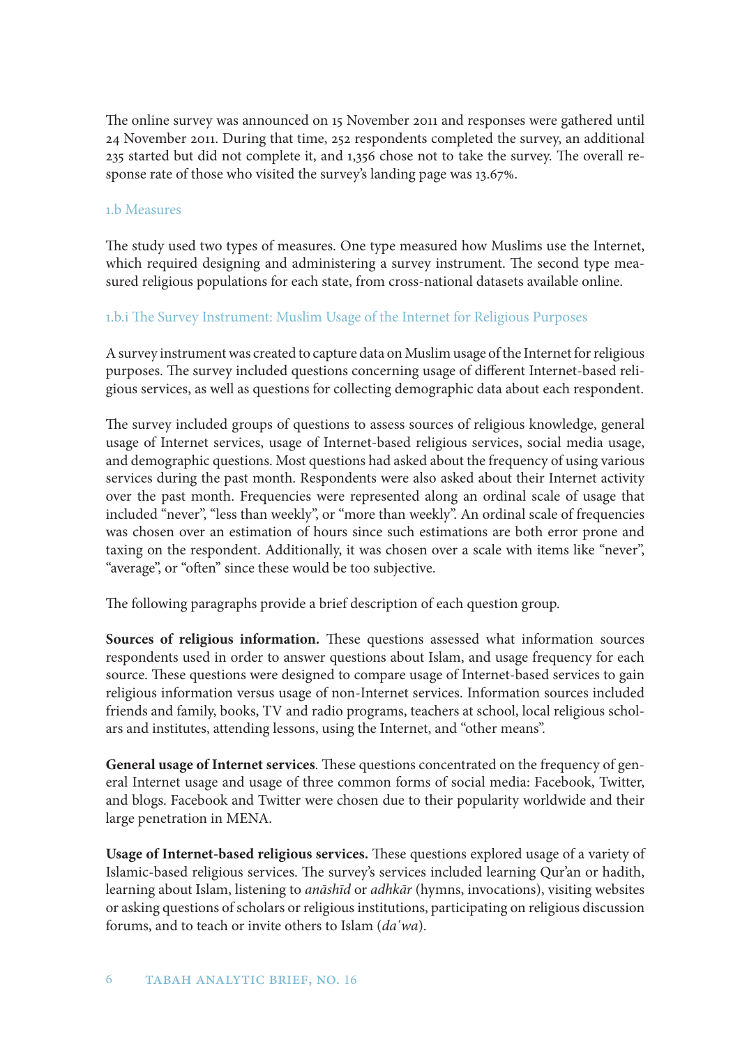The online survey was announced on 15 November 2011 and responses were gathered until 24 November 2011. During that time, 252 respondents completed the survey, an additional 235 started but did not complete it, and 1,356 chose not to take the survey. The overall response rate of those who visited the survey's landing page was 13.67%.

### 1.b Measures

The study used two types of measures. One type measured how Muslims use the Internet, which required designing and administering a survey instrument. The second type measured religious populations for each state, from cross-national datasets available online.

#### 1.b.i The Survey Instrument: Muslim Usage of the Internet for Religious Purposes

A survey instrument was created to capture data on Muslim usage of the Internet for religious purposes. The survey included questions concerning usage of different Internet-based religious services, as well as questions for collecting demographic data about each respondent.

The survey included groups of questions to assess sources of religious knowledge, general usage of Internet services, usage of Internet-based religious services, social media usage, and demographic questions. Most questions had asked about the frequency of using various services during the past month. Respondents were also asked about their Internet activity over the past month. Frequencies were represented along an ordinal scale of usage that included "never", "less than weekly", or "more than weekly". An ordinal scale of frequencies was chosen over an estimation of hours since such estimations are both error prone and taxing on the respondent. Additionally, it was chosen over a scale with items like "never", "average", or "often" since these would be too subjective.

The following paragraphs provide a brief description of each question group.

**Sources of religious information.** These questions assessed what information sources respondents used in order to answer questions about Islam, and usage frequency for each source. These questions were designed to compare usage of Internet-based services to gain religious information versus usage of non-Internet services. Information sources included friends and family, books, TV and radio programs, teachers at school, local religious scholars and institutes, attending lessons, using the Internet, and "other means".

**General usage of Internet services**. These questions concentrated on the frequency of general Internet usage and usage of three common forms of social media: Facebook, Twitter, and blogs. Facebook and Twitter were chosen due to their popularity worldwide and their large penetration in MENA.

**Usage of Internet-based religious services.** These questions explored usage of a variety of Islamic-based religious services. The survey's services included learning Qur'an or hadith, learning about Islam, listening to *anāshīd* or *adhkār* (hymns, invocations), visiting websites or asking questions of scholars or religious institutions, participating on religious discussion forums, and to teach or invite others to Islam (*daʿwa*).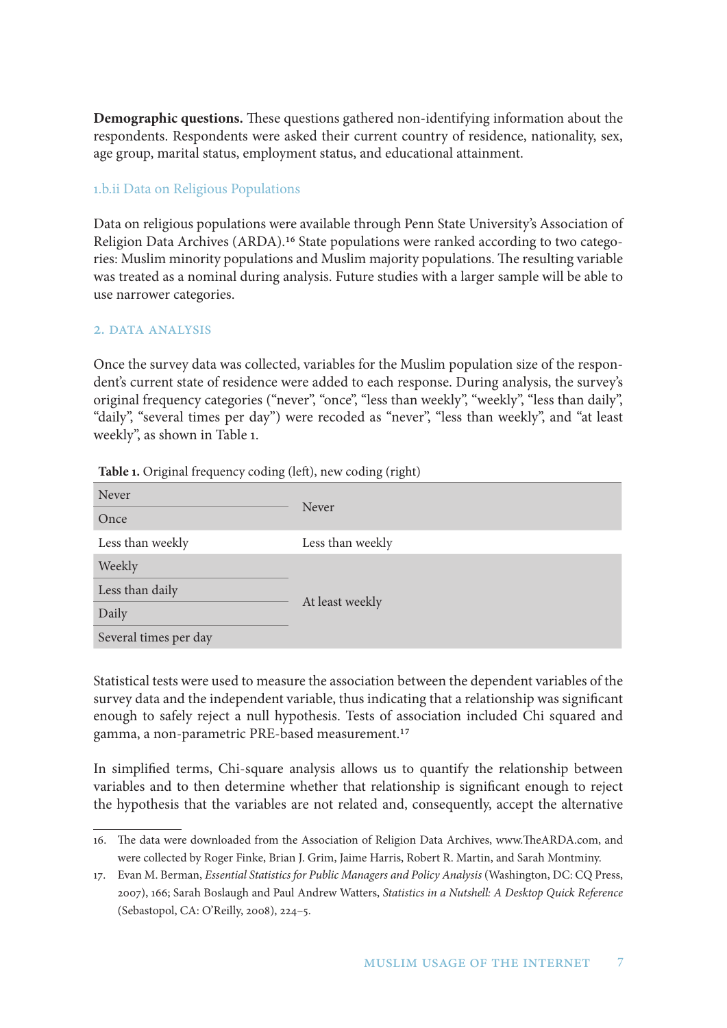**Demographic questions.** These questions gathered non-identifying information about the respondents. Respondents were asked their current country of residence, nationality, sex, age group, marital status, employment status, and educational attainment.

### 1.b.ii Data on Religious Populations

Data on religious populations were available through Penn State University's Association of Religion Data Archives (ARDA).[16] State populations were ranked according to two categories: Muslim minority populations and Muslim majority populations. The resulting variable was treated as a nominal during analysis. Future studies with a larger sample will be able to use narrower categories.

## 2. DATA ANALYSIS

Once the survey data was collected, variables for the Muslim population size of the respondent's current state of residence were added to each response. During analysis, the survey's original frequency categories ("never", "once", "less than weekly", "weekly", "less than daily", "daily", "several times per day") were recoded as "never", "less than weekly", and "at least weekly", as shown in Table 1.

**Table 1.** Original frequency coding (left), new coding (right)

| Original coding | New coding |
|---|---|
| Never | Never |
| Once | Never |
| Less than weekly | Less than weekly |
| Weekly | At least weekly |
| Less than daily | At least weekly |
| Daily | At least weekly |
| Several times per day | At least weekly |

Statistical tests were used to measure the association between the dependent variables of the survey data and the independent variable, thus indicating that a relationship was significant enough to safely reject a null hypothesis. Tests of association included Chi squared and gamma, a non-parametric PRE-based measurement.[17]

In simplified terms, Chi-square analysis allows us to quantify the relationship between variables and to then determine whether that relationship is significant enough to reject the hypothesis that the variables are not related and, consequently, accept the alternative

---

16. The data were downloaded from the Association of Religion Data Archives, www.TheARDA.com, and were collected by Roger Finke, Brian J. Grim, Jaime Harris, Robert R. Martin, and Sarah Montminy.

17. Evan M. Berman, *Essential Statistics for Public Managers and Policy Analysis* (Washington, DC: CQ Press, 2007), 166; Sarah Boslaugh and Paul Andrew Watters, *Statistics in a Nutshell: A Desktop Quick Reference* (Sebastopol, CA: O'Reilly, 2008), 224–5.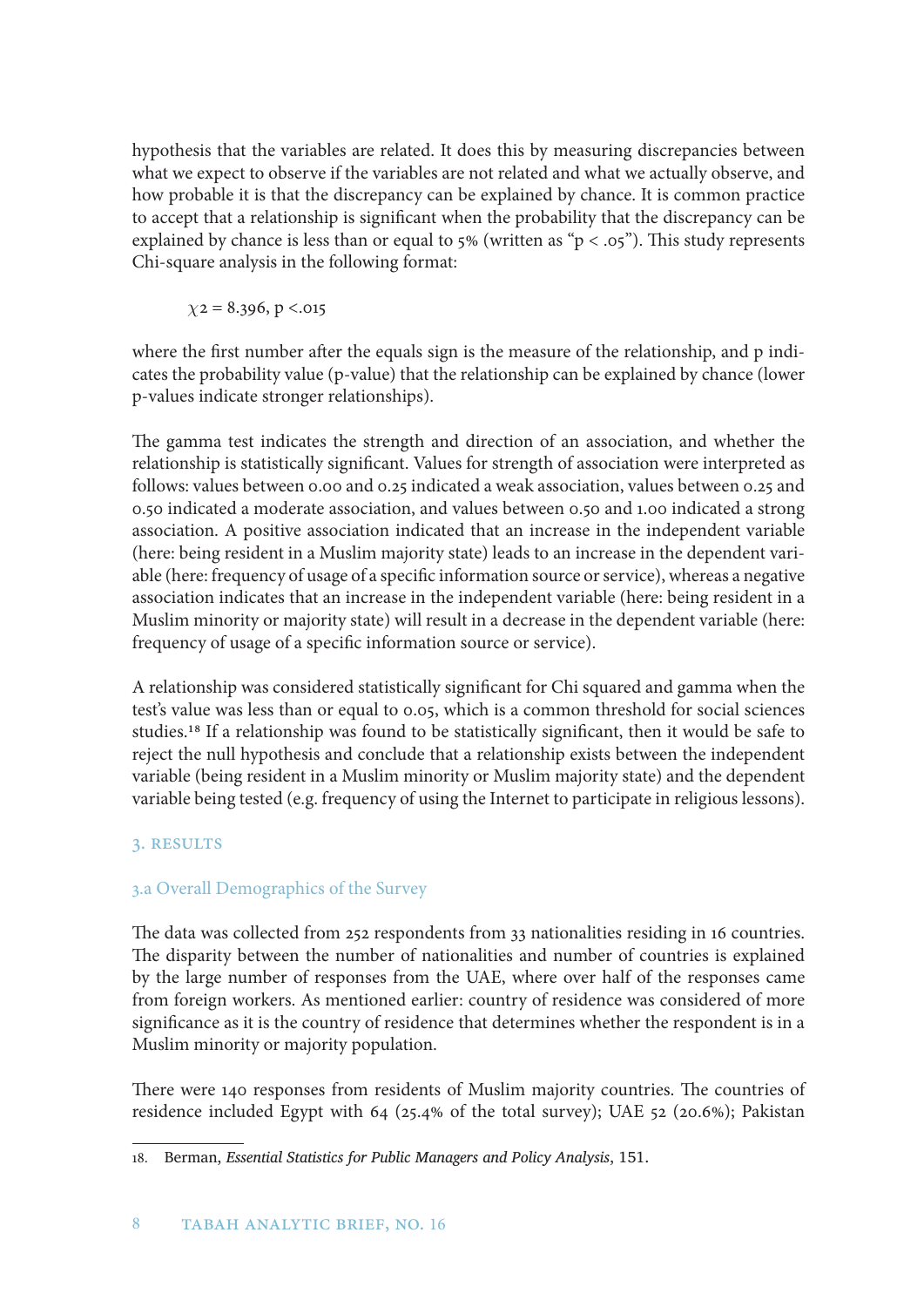hypothesis that the variables are related. It does this by measuring discrepancies between what we expect to observe if the variables are not related and what we actually observe, and how probable it is that the discrepancy can be explained by chance. It is common practice to accept that a relationship is significant when the probability that the discrepancy can be explained by chance is less than or equal to 5% (written as "$p < .05$"). This study represents Chi-square analysis in the following format:

$$\chi 2 = 8.396, \ p < .015$$

where the first number after the equals sign is the measure of the relationship, and p indicates the probability value (p-value) that the relationship can be explained by chance (lower p-values indicate stronger relationships).

The gamma test indicates the strength and direction of an association, and whether the relationship is statistically significant. Values for strength of association were interpreted as follows: values between 0.00 and 0.25 indicated a weak association, values between 0.25 and 0.50 indicated a moderate association, and values between 0.50 and 1.00 indicated a strong association. A positive association indicated that an increase in the independent variable (here: being resident in a Muslim majority state) leads to an increase in the dependent variable (here: frequency of usage of a specific information source or service), whereas a negative association indicates that an increase in the independent variable (here: being resident in a Muslim minority or majority state) will result in a decrease in the dependent variable (here: frequency of usage of a specific information source or service).

A relationship was considered statistically significant for Chi squared and gamma when the test's value was less than or equal to 0.05, which is a common threshold for social sciences studies.[18] If a relationship was found to be statistically significant, then it would be safe to reject the null hypothesis and conclude that a relationship exists between the independent variable (being resident in a Muslim minority or Muslim majority state) and the dependent variable being tested (e.g. frequency of using the Internet to participate in religious lessons).

## 3. Results

### 3.a Overall Demographics of the Survey

The data was collected from 252 respondents from 33 nationalities residing in 16 countries. The disparity between the number of nationalities and number of countries is explained by the large number of responses from the UAE, where over half of the responses came from foreign workers. As mentioned earlier: country of residence was considered of more significance as it is the country of residence that determines whether the respondent is in a Muslim minority or majority population.

There were 140 responses from residents of Muslim majority countries. The countries of residence included Egypt with 64 (25.4% of the total survey); UAE 52 (20.6%); Pakistan

18. Berman, *Essential Statistics for Public Managers and Policy Analysis*, 151.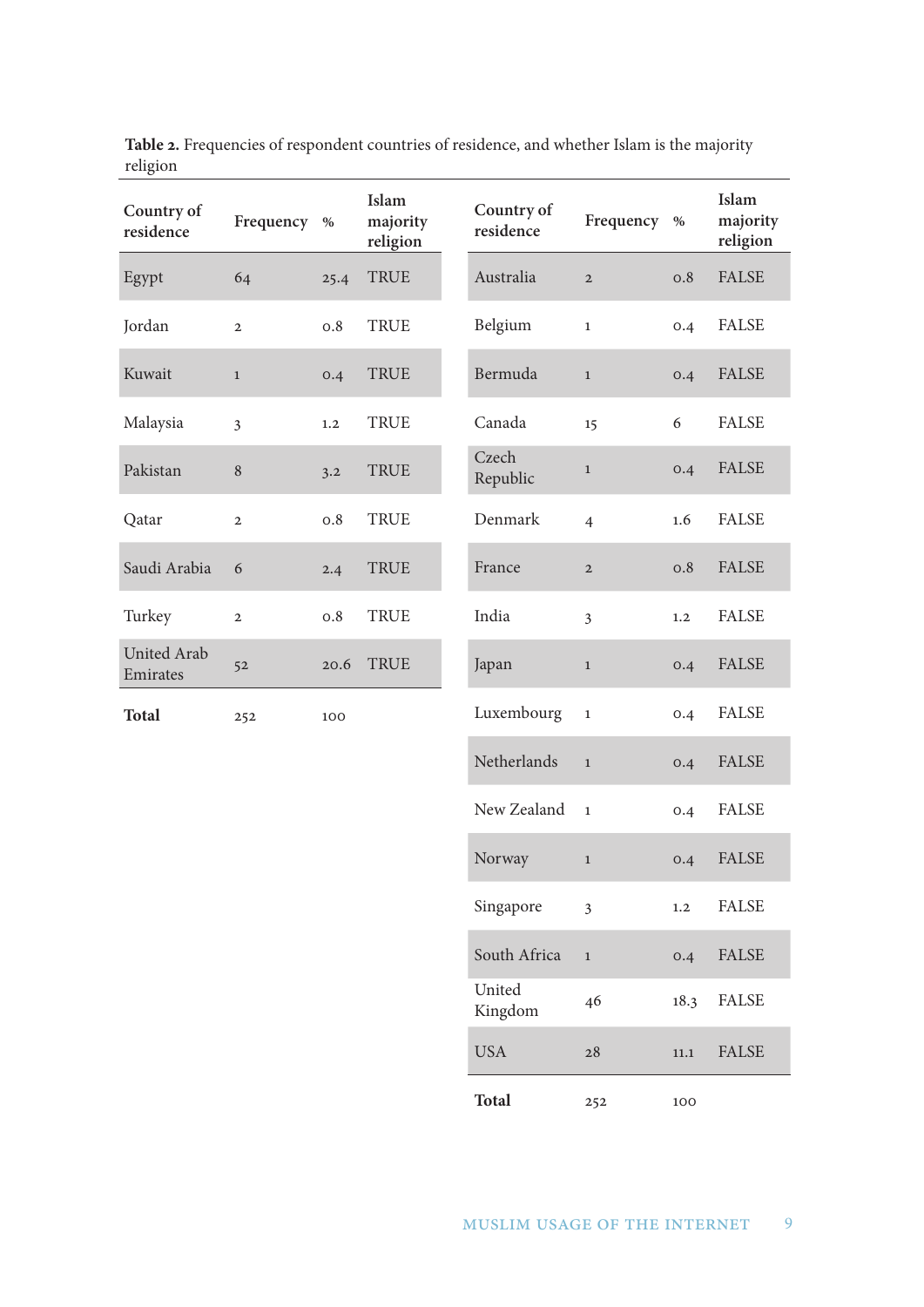**Table 2.** Frequencies of respondent countries of residence, and whether Islam is the majority religion

| Country of residence | Frequency | % | Islam majority religion |
|---|---|---|---|
| Egypt | 64 | 25.4 | TRUE |
| Jordan | 2 | 0.8 | TRUE |
| Kuwait | 1 | 0.4 | TRUE |
| Malaysia | 3 | 1.2 | TRUE |
| Pakistan | 8 | 3.2 | TRUE |
| Qatar | 2 | 0.8 | TRUE |
| Saudi Arabia | 6 | 2.4 | TRUE |
| Turkey | 2 | 0.8 | TRUE |
| United Arab Emirates | 52 | 20.6 | TRUE |
| **Total** | 252 | 100 | |

| Country of residence | Frequency | % | Islam majority religion |
|---|---|---|---|
| Australia | 2 | 0.8 | FALSE |
| Belgium | 1 | 0.4 | FALSE |
| Bermuda | 1 | 0.4 | FALSE |
| Canada | 15 | 6 | FALSE |
| Czech Republic | 1 | 0.4 | FALSE |
| Denmark | 4 | 1.6 | FALSE |
| France | 2 | 0.8 | FALSE |
| India | 3 | 1.2 | FALSE |
| Japan | 1 | 0.4 | FALSE |
| Luxembourg | 1 | 0.4 | FALSE |
| Netherlands | 1 | 0.4 | FALSE |
| New Zealand | 1 | 0.4 | FALSE |
| Norway | 1 | 0.4 | FALSE |
| Singapore | 3 | 1.2 | FALSE |
| South Africa | 1 | 0.4 | FALSE |
| United Kingdom | 46 | 18.3 | FALSE |
| USA | 28 | 11.1 | FALSE |
| **Total** | 252 | 100 | |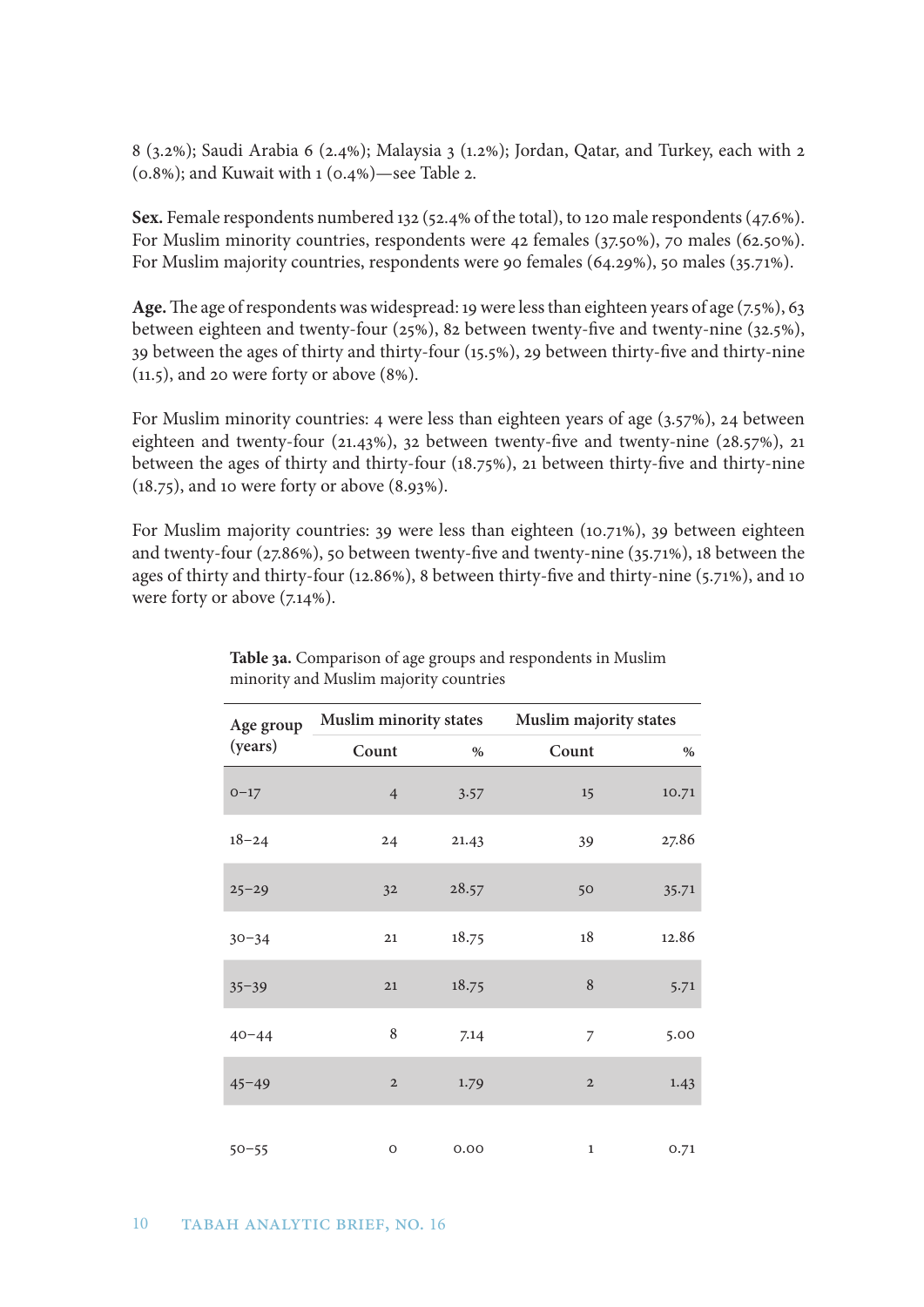8 (3.2%); Saudi Arabia 6 (2.4%); Malaysia 3 (1.2%); Jordan, Qatar, and Turkey, each with 2 (0.8%); and Kuwait with 1 (0.4%)—see Table 2.

**Sex.** Female respondents numbered 132 (52.4% of the total), to 120 male respondents (47.6%). For Muslim minority countries, respondents were 42 females (37.50%), 70 males (62.50%). For Muslim majority countries, respondents were 90 females (64.29%), 50 males (35.71%).

**Age.** The age of respondents was widespread: 19 were less than eighteen years of age (7.5%), 63 between eighteen and twenty-four (25%), 82 between twenty-five and twenty-nine (32.5%), 39 between the ages of thirty and thirty-four (15.5%), 29 between thirty-five and thirty-nine (11.5), and 20 were forty or above (8%).

For Muslim minority countries: 4 were less than eighteen years of age (3.57%), 24 between eighteen and twenty-four (21.43%), 32 between twenty-five and twenty-nine (28.57%), 21 between the ages of thirty and thirty-four (18.75%), 21 between thirty-five and thirty-nine (18.75), and 10 were forty or above (8.93%).

For Muslim majority countries: 39 were less than eighteen (10.71%), 39 between eighteen and twenty-four (27.86%), 50 between twenty-five and twenty-nine (35.71%), 18 between the ages of thirty and thirty-four (12.86%), 8 between thirty-five and thirty-nine (5.71%), and 10 were forty or above (7.14%).

**Table 3a.** Comparison of age groups and respondents in Muslim minority and Muslim majority countries

| Age group (years) | Muslim minority states | | Muslim majority states | |
|---|---|---|---|---|
| | Count | % | Count | % |
| 0–17 | 4 | 3.57 | 15 | 10.71 |
| 18–24 | 24 | 21.43 | 39 | 27.86 |
| 25–29 | 32 | 28.57 | 50 | 35.71 |
| 30–34 | 21 | 18.75 | 18 | 12.86 |
| 35–39 | 21 | 18.75 | 8 | 5.71 |
| 40–44 | 8 | 7.14 | 7 | 5.00 |
| 45–49 | 2 | 1.79 | 2 | 1.43 |
| 50–55 | 0 | 0.00 | 1 | 0.71 |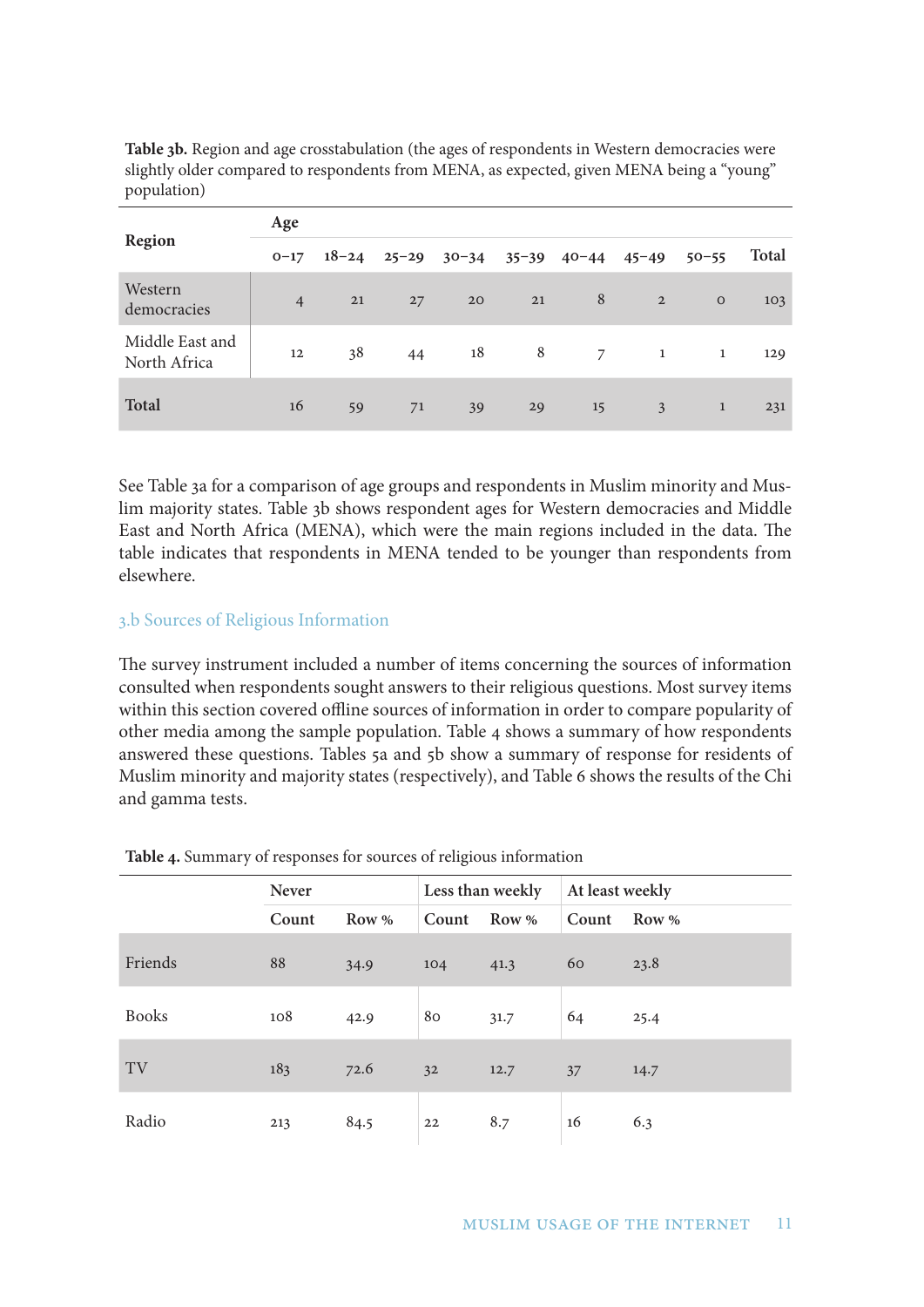**Table 3b.** Region and age crosstabulation (the ages of respondents in Western democracies were slightly older compared to respondents from MENA, as expected, given MENA being a "young" population)

| Region | Age | | | | | | | | |
|---|---|---|---|---|---|---|---|---|---|
| | 0–17 | 18–24 | 25–29 | 30–34 | 35–39 | 40–44 | 45–49 | 50–55 | Total |
| Western democracies | 4 | 21 | 27 | 20 | 21 | 8 | 2 | 0 | 103 |
| Middle East and North Africa | 12 | 38 | 44 | 18 | 8 | 7 | 1 | 1 | 129 |
| **Total** | 16 | 59 | 71 | 39 | 29 | 15 | 3 | 1 | 231 |

See Table 3a for a comparison of age groups and respondents in Muslim minority and Muslim majority states. Table 3b shows respondent ages for Western democracies and Middle East and North Africa (MENA), which were the main regions included in the data. The table indicates that respondents in MENA tended to be younger than respondents from elsewhere.

### 3.b Sources of Religious Information

The survey instrument included a number of items concerning the sources of information consulted when respondents sought answers to their religious questions. Most survey items within this section covered offline sources of information in order to compare popularity of other media among the sample population. Table 4 shows a summary of how respondents answered these questions. Tables 5a and 5b show a summary of response for residents of Muslim minority and majority states (respectively), and Table 6 shows the results of the Chi and gamma tests.

**Table 4.** Summary of responses for sources of religious information

| | Never | | Less than weekly | | At least weekly | |
|---|---|---|---|---|---|---|
| | Count | Row % | Count | Row % | Count | Row % |
| Friends | 88 | 34.9 | 104 | 41.3 | 60 | 23.8 |
| Books | 108 | 42.9 | 80 | 31.7 | 64 | 25.4 |
| TV | 183 | 72.6 | 32 | 12.7 | 37 | 14.7 |
| Radio | 213 | 84.5 | 22 | 8.7 | 16 | 6.3 |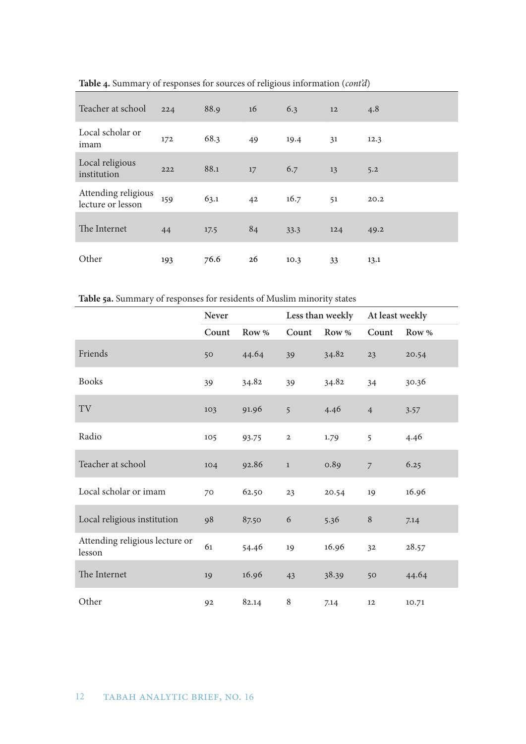**Table 4.** Summary of responses for sources of religious information (*cont'd*)

| | | | | | | |
|---|---|---|---|---|---|---|
| Teacher at school | 224 | 88.9 | 16 | 6.3 | 12 | 4.8 |
| Local scholar or imam | 172 | 68.3 | 49 | 19.4 | 31 | 12.3 |
| Local religious institution | 222 | 88.1 | 17 | 6.7 | 13 | 5.2 |
| Attending religious lecture or lesson | 159 | 63.1 | 42 | 16.7 | 51 | 20.2 |
| The Internet | 44 | 17.5 | 84 | 33.3 | 124 | 49.2 |
| Other | 193 | 76.6 | 26 | 10.3 | 33 | 13.1 |

**Table 5a.** Summary of responses for residents of Muslim minority states

| | Never | | Less than weekly | | At least weekly | |
|---|---|---|---|---|---|---|
| | Count | Row % | Count | Row % | Count | Row % |
| Friends | 50 | 44.64 | 39 | 34.82 | 23 | 20.54 |
| Books | 39 | 34.82 | 39 | 34.82 | 34 | 30.36 |
| TV | 103 | 91.96 | 5 | 4.46 | 4 | 3.57 |
| Radio | 105 | 93.75 | 2 | 1.79 | 5 | 4.46 |
| Teacher at school | 104 | 92.86 | 1 | 0.89 | 7 | 6.25 |
| Local scholar or imam | 70 | 62.50 | 23 | 20.54 | 19 | 16.96 |
| Local religious institution | 98 | 87.50 | 6 | 5.36 | 8 | 7.14 |
| Attending religious lecture or lesson | 61 | 54.46 | 19 | 16.96 | 32 | 28.57 |
| The Internet | 19 | 16.96 | 43 | 38.39 | 50 | 44.64 |
| Other | 92 | 82.14 | 8 | 7.14 | 12 | 10.71 |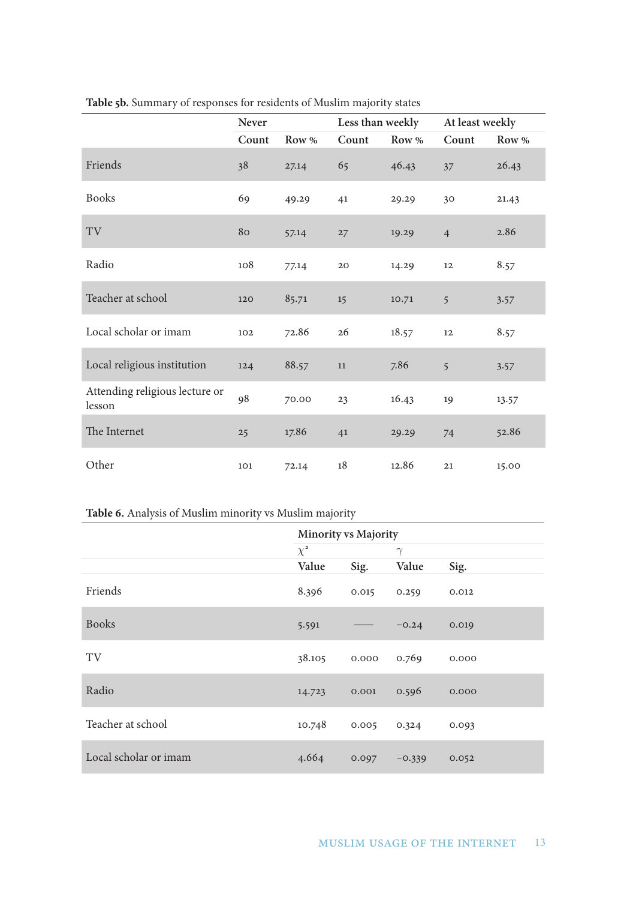**Table 5b.** Summary of responses for residents of Muslim majority states

| | Never | | Less than weekly | | At least weekly | |
|---|---|---|---|---|---|---|
| | Count | Row % | Count | Row % | Count | Row % |
| Friends | 38 | 27.14 | 65 | 46.43 | 37 | 26.43 |
| Books | 69 | 49.29 | 41 | 29.29 | 30 | 21.43 |
| TV | 80 | 57.14 | 27 | 19.29 | 4 | 2.86 |
| Radio | 108 | 77.14 | 20 | 14.29 | 12 | 8.57 |
| Teacher at school | 120 | 85.71 | 15 | 10.71 | 5 | 3.57 |
| Local scholar or imam | 102 | 72.86 | 26 | 18.57 | 12 | 8.57 |
| Local religious institution | 124 | 88.57 | 11 | 7.86 | 5 | 3.57 |
| Attending religious lecture or lesson | 98 | 70.00 | 23 | 16.43 | 19 | 13.57 |
| The Internet | 25 | 17.86 | 41 | 29.29 | 74 | 52.86 |
| Other | 101 | 72.14 | 18 | 12.86 | 21 | 15.00 |

**Table 6.** Analysis of Muslim minority vs Muslim majority

| | Minority vs Majority | | | |
|---|---|---|---|---|
| | $\chi^2$ | | $\gamma$ | |
| | Value | Sig. | Value | Sig. |
| Friends | 8.396 | 0.015 | 0.259 | 0.012 |
| Books | 5.591 | —— | −0.24 | 0.019 |
| TV | 38.105 | 0.000 | 0.769 | 0.000 |
| Radio | 14.723 | 0.001 | 0.596 | 0.000 |
| Teacher at school | 10.748 | 0.005 | 0.324 | 0.093 |
| Local scholar or imam | 4.664 | 0.097 | −0.339 | 0.052 |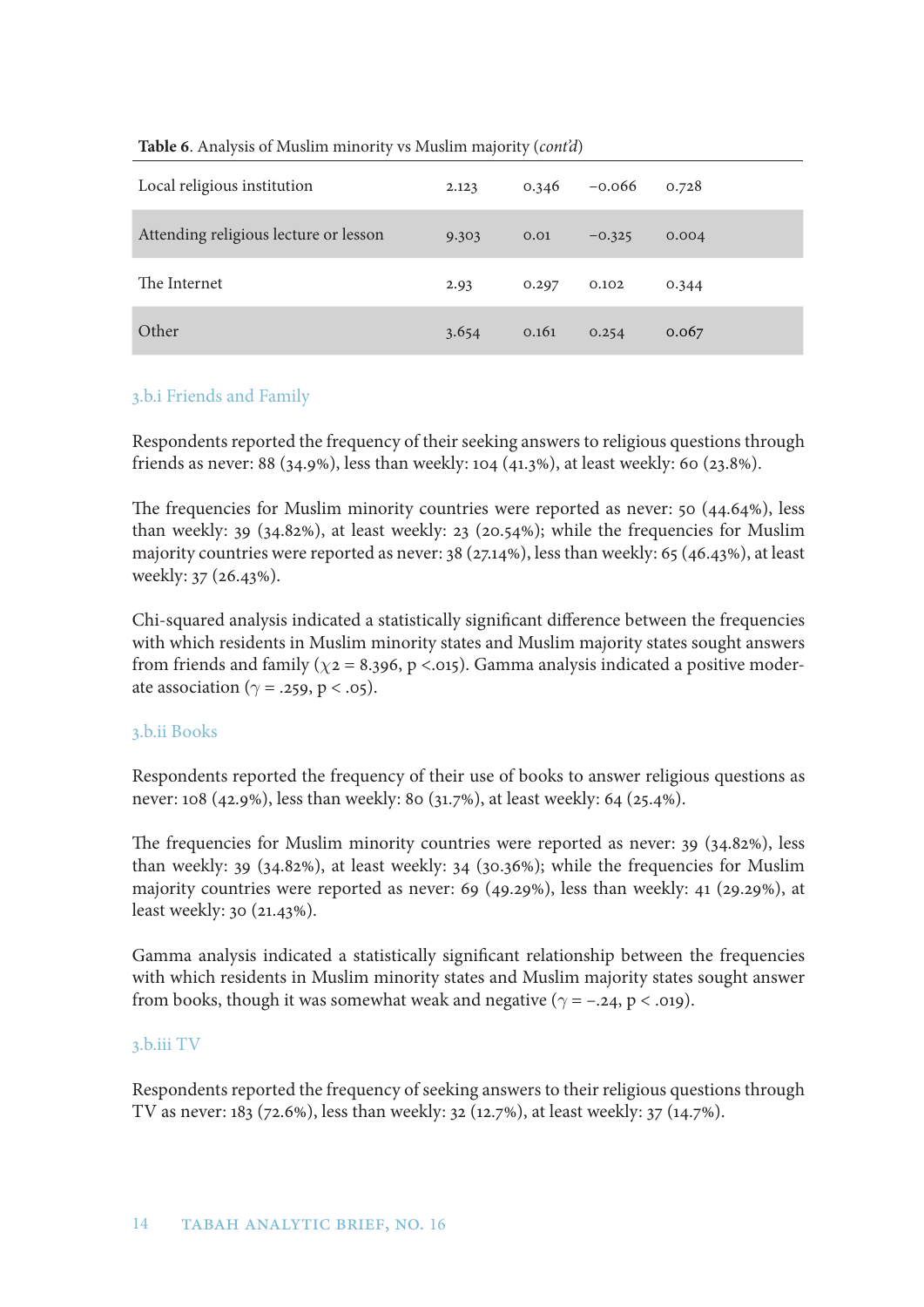**Table 6**. Analysis of Muslim minority vs Muslim majority (*cont'd*)

| | | | | |
|---|---|---|---|---|
| Local religious institution | 2.123 | 0.346 | −0.066 | 0.728 |
| Attending religious lecture or lesson | 9.303 | 0.01 | −0.325 | 0.004 |
| The Internet | 2.93 | 0.297 | 0.102 | 0.344 |
| Other | 3.654 | 0.161 | 0.254 | 0.067 |

### 3.b.i Friends and Family

Respondents reported the frequency of their seeking answers to religious questions through friends as never: 88 (34.9%), less than weekly: 104 (41.3%), at least weekly: 60 (23.8%).

The frequencies for Muslim minority countries were reported as never: 50 (44.64%), less than weekly: 39 (34.82%), at least weekly: 23 (20.54%); while the frequencies for Muslim majority countries were reported as never: 38 (27.14%), less than weekly: 65 (46.43%), at least weekly: 37 (26.43%).

Chi-squared analysis indicated a statistically significant difference between the frequencies with which residents in Muslim minority states and Muslim majority states sought answers from friends and family ($\chi 2 = 8.396$, $p < .015$). Gamma analysis indicated a positive moderate association ($\gamma = .259$, $p < .05$).

### 3.b.ii Books

Respondents reported the frequency of their use of books to answer religious questions as never: 108 (42.9%), less than weekly: 80 (31.7%), at least weekly: 64 (25.4%).

The frequencies for Muslim minority countries were reported as never: 39 (34.82%), less than weekly: 39 (34.82%), at least weekly: 34 (30.36%); while the frequencies for Muslim majority countries were reported as never: 69 (49.29%), less than weekly: 41 (29.29%), at least weekly: 30 (21.43%).

Gamma analysis indicated a statistically significant relationship between the frequencies with which residents in Muslim minority states and Muslim majority states sought answer from books, though it was somewhat weak and negative ($\gamma = -.24$, $p < .019$).

### 3.b.iii TV

Respondents reported the frequency of seeking answers to their religious questions through TV as never: 183 (72.6%), less than weekly: 32 (12.7%), at least weekly: 37 (14.7%).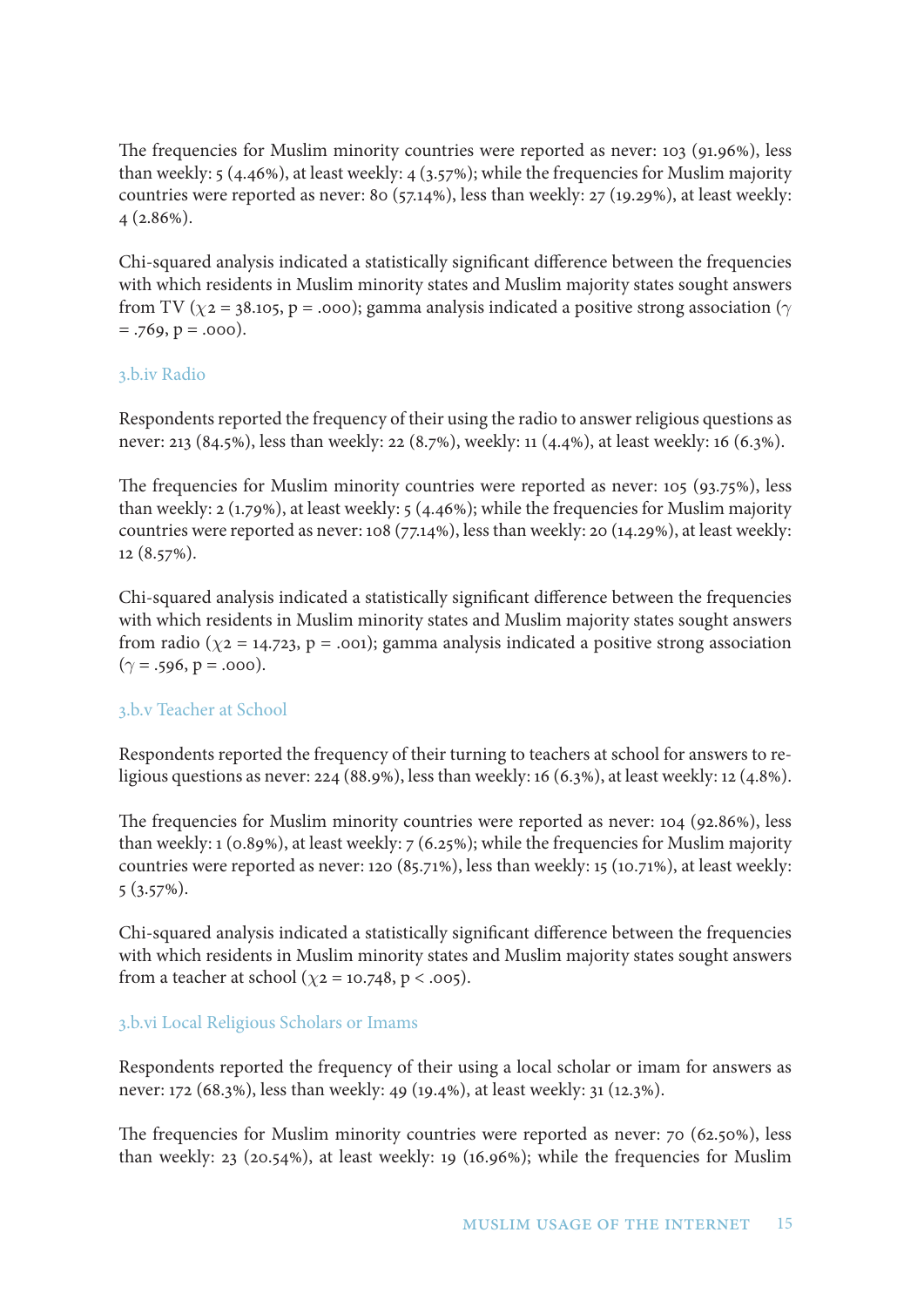The frequencies for Muslim minority countries were reported as never: 103 (91.96%), less than weekly: 5 (4.46%), at least weekly: 4 (3.57%); while the frequencies for Muslim majority countries were reported as never: 80 (57.14%), less than weekly: 27 (19.29%), at least weekly: 4 (2.86%).

Chi-squared analysis indicated a statistically significant difference between the frequencies with which residents in Muslim minority states and Muslim majority states sought answers from TV ($\chi 2 = 38.105$, $p = .000$); gamma analysis indicated a positive strong association ($\gamma = .769$, $p = .000$).

### 3.b.iv Radio

Respondents reported the frequency of their using the radio to answer religious questions as never: 213 (84.5%), less than weekly: 22 (8.7%), weekly: 11 (4.4%), at least weekly: 16 (6.3%).

The frequencies for Muslim minority countries were reported as never: 105 (93.75%), less than weekly: 2 (1.79%), at least weekly: 5 (4.46%); while the frequencies for Muslim majority countries were reported as never: 108 (77.14%), less than weekly: 20 (14.29%), at least weekly: 12 (8.57%).

Chi-squared analysis indicated a statistically significant difference between the frequencies with which residents in Muslim minority states and Muslim majority states sought answers from radio ($\chi 2 = 14.723$, $p = .001$); gamma analysis indicated a positive strong association ($\gamma = .596$, $p = .000$).

### 3.b.v Teacher at School

Respondents reported the frequency of their turning to teachers at school for answers to religious questions as never: 224 (88.9%), less than weekly: 16 (6.3%), at least weekly: 12 (4.8%).

The frequencies for Muslim minority countries were reported as never: 104 (92.86%), less than weekly: 1 (0.89%), at least weekly: 7 (6.25%); while the frequencies for Muslim majority countries were reported as never: 120 (85.71%), less than weekly: 15 (10.71%), at least weekly: 5 (3.57%).

Chi-squared analysis indicated a statistically significant difference between the frequencies with which residents in Muslim minority states and Muslim majority states sought answers from a teacher at school ($\chi 2 = 10.748$, $p < .005$).

### 3.b.vi Local Religious Scholars or Imams

Respondents reported the frequency of their using a local scholar or imam for answers as never: 172 (68.3%), less than weekly: 49 (19.4%), at least weekly: 31 (12.3%).

The frequencies for Muslim minority countries were reported as never: 70 (62.50%), less than weekly: 23 (20.54%), at least weekly: 19 (16.96%); while the frequencies for Muslim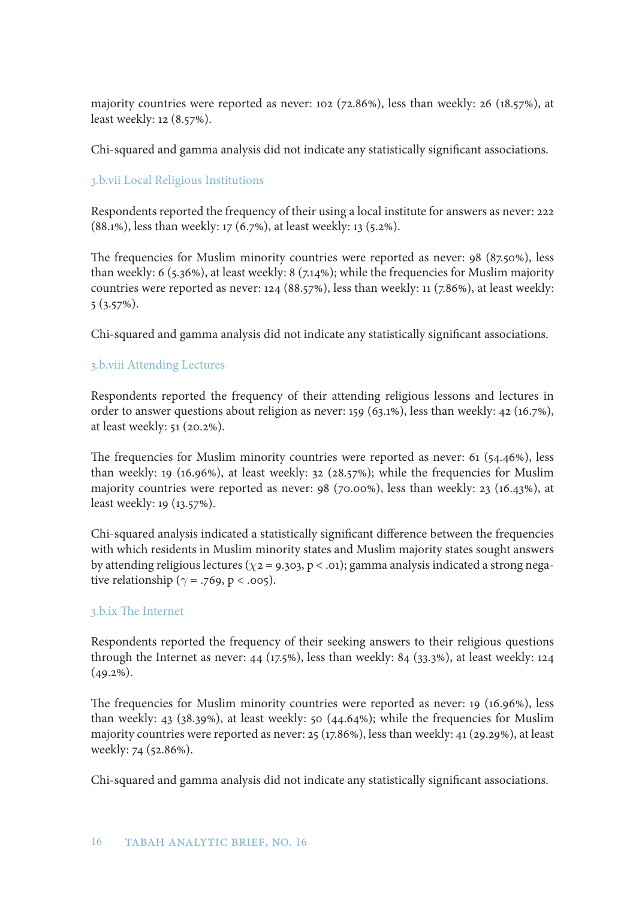majority countries were reported as never: 102 (72.86%), less than weekly: 26 (18.57%), at least weekly: 12 (8.57%).

Chi-squared and gamma analysis did not indicate any statistically significant associations.

### 3.b.vii Local Religious Institutions

Respondents reported the frequency of their using a local institute for answers as never: 222 (88.1%), less than weekly: 17 (6.7%), at least weekly: 13 (5.2%).

The frequencies for Muslim minority countries were reported as never: 98 (87.50%), less than weekly: 6 (5.36%), at least weekly: 8 (7.14%); while the frequencies for Muslim majority countries were reported as never: 124 (88.57%), less than weekly: 11 (7.86%), at least weekly: 5 (3.57%).

Chi-squared and gamma analysis did not indicate any statistically significant associations.

### 3.b.viii Attending Lectures

Respondents reported the frequency of their attending religious lessons and lectures in order to answer questions about religion as never: 159 (63.1%), less than weekly: 42 (16.7%), at least weekly: 51 (20.2%).

The frequencies for Muslim minority countries were reported as never: 61 (54.46%), less than weekly: 19 (16.96%), at least weekly: 32 (28.57%); while the frequencies for Muslim majority countries were reported as never: 98 (70.00%), less than weekly: 23 (16.43%), at least weekly: 19 (13.57%).

Chi-squared analysis indicated a statistically significant difference between the frequencies with which residents in Muslim minority states and Muslim majority states sought answers by attending religious lectures ($\chi 2 = 9.303$, $p < .01$); gamma analysis indicated a strong negative relationship ($\gamma = .769$, $p < .005$).

### 3.b.ix The Internet

Respondents reported the frequency of their seeking answers to their religious questions through the Internet as never: 44 (17.5%), less than weekly: 84 (33.3%), at least weekly: 124 (49.2%).

The frequencies for Muslim minority countries were reported as never: 19 (16.96%), less than weekly: 43 (38.39%), at least weekly: 50 (44.64%); while the frequencies for Muslim majority countries were reported as never: 25 (17.86%), less than weekly: 41 (29.29%), at least weekly: 74 (52.86%).

Chi-squared and gamma analysis did not indicate any statistically significant associations.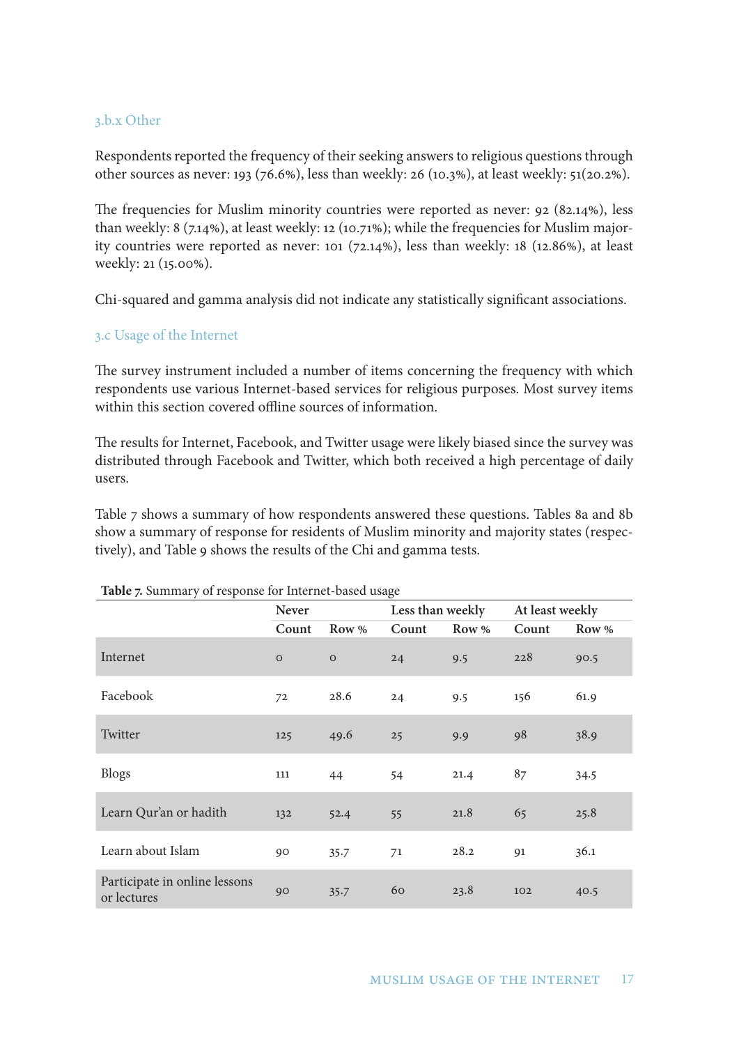### 3.b.x Other

Respondents reported the frequency of their seeking answers to religious questions through other sources as never: 193 (76.6%), less than weekly: 26 (10.3%), at least weekly: 51(20.2%).

The frequencies for Muslim minority countries were reported as never: 92 (82.14%), less than weekly: 8 (7.14%), at least weekly: 12 (10.71%); while the frequencies for Muslim majority countries were reported as never: 101 (72.14%), less than weekly: 18 (12.86%), at least weekly: 21 (15.00%).

Chi-squared and gamma analysis did not indicate any statistically significant associations.

### 3.c Usage of the Internet

The survey instrument included a number of items concerning the frequency with which respondents use various Internet-based services for religious purposes. Most survey items within this section covered offline sources of information.

The results for Internet, Facebook, and Twitter usage were likely biased since the survey was distributed through Facebook and Twitter, which both received a high percentage of daily users.

Table 7 shows a summary of how respondents answered these questions. Tables 8a and 8b show a summary of response for residents of Muslim minority and majority states (respectively), and Table 9 shows the results of the Chi and gamma tests.

**Table 7.** Summary of response for Internet-based usage

| | Never | | Less than weekly | | At least weekly | |
|---|---|---|---|---|---|---|
| | Count | Row % | Count | Row % | Count | Row % |
| Internet | 0 | 0 | 24 | 9.5 | 228 | 90.5 |
| Facebook | 72 | 28.6 | 24 | 9.5 | 156 | 61.9 |
| Twitter | 125 | 49.6 | 25 | 9.9 | 98 | 38.9 |
| Blogs | 111 | 44 | 54 | 21.4 | 87 | 34.5 |
| Learn Qur'an or hadith | 132 | 52.4 | 55 | 21.8 | 65 | 25.8 |
| Learn about Islam | 90 | 35.7 | 71 | 28.2 | 91 | 36.1 |
| Participate in online lessons or lectures | 90 | 35.7 | 60 | 23.8 | 102 | 40.5 |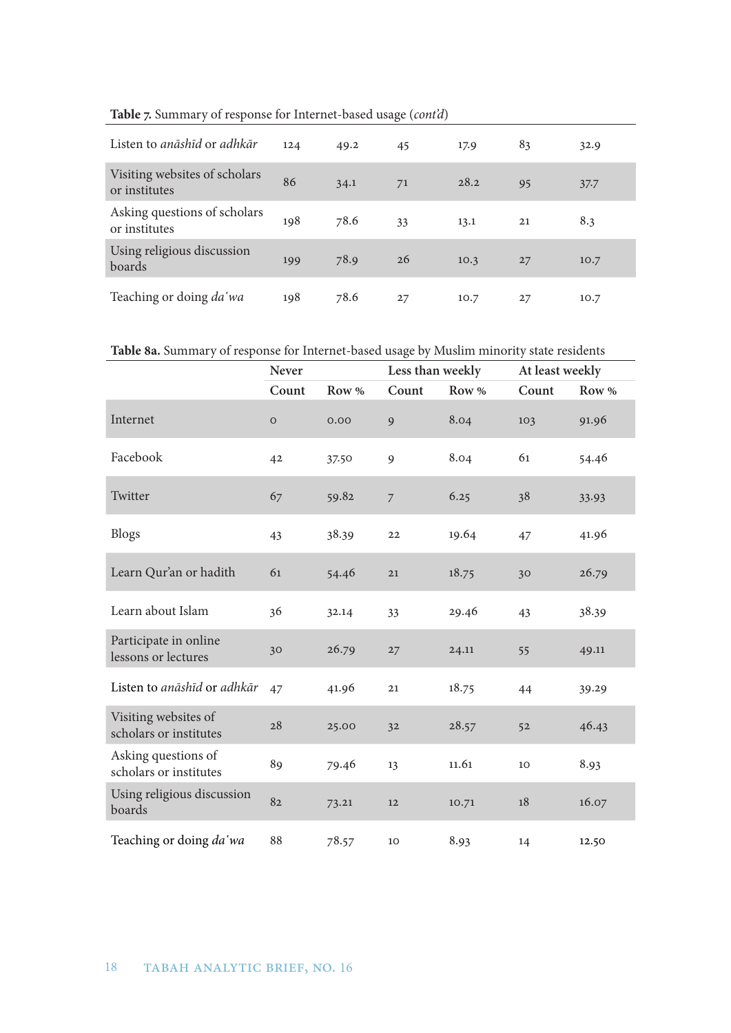**Table 7.** Summary of response for Internet-based usage (*cont'd*)

| | | | | | | |
|---|---|---|---|---|---|---|
| Listen to *anāshīd* or *adhkār* | 124 | 49.2 | 45 | 17.9 | 83 | 32.9 |
| Visiting websites of scholars or institutes | 86 | 34.1 | 71 | 28.2 | 95 | 37.7 |
| Asking questions of scholars or institutes | 198 | 78.6 | 33 | 13.1 | 21 | 8.3 |
| Using religious discussion boards | 199 | 78.9 | 26 | 10.3 | 27 | 10.7 |
| Teaching or doing *da'wa* | 198 | 78.6 | 27 | 10.7 | 27 | 10.7 |

**Table 8a.** Summary of response for Internet-based usage by Muslim minority state residents

| | Never | | Less than weekly | | At least weekly | |
|---|---|---|---|---|---|---|
| | Count | Row % | Count | Row % | Count | Row % |
| Internet | 0 | 0.00 | 9 | 8.04 | 103 | 91.96 |
| Facebook | 42 | 37.50 | 9 | 8.04 | 61 | 54.46 |
| Twitter | 67 | 59.82 | 7 | 6.25 | 38 | 33.93 |
| Blogs | 43 | 38.39 | 22 | 19.64 | 47 | 41.96 |
| Learn Qur'an or hadith | 61 | 54.46 | 21 | 18.75 | 30 | 26.79 |
| Learn about Islam | 36 | 32.14 | 33 | 29.46 | 43 | 38.39 |
| Participate in online lessons or lectures | 30 | 26.79 | 27 | 24.11 | 55 | 49.11 |
| Listen to *anāshīd* or *adhkār* | 47 | 41.96 | 21 | 18.75 | 44 | 39.29 |
| Visiting websites of scholars or institutes | 28 | 25.00 | 32 | 28.57 | 52 | 46.43 |
| Asking questions of scholars or institutes | 89 | 79.46 | 13 | 11.61 | 10 | 8.93 |
| Using religious discussion boards | 82 | 73.21 | 12 | 10.71 | 18 | 16.07 |
| Teaching or doing *da'wa* | 88 | 78.57 | 10 | 8.93 | 14 | 12.50 |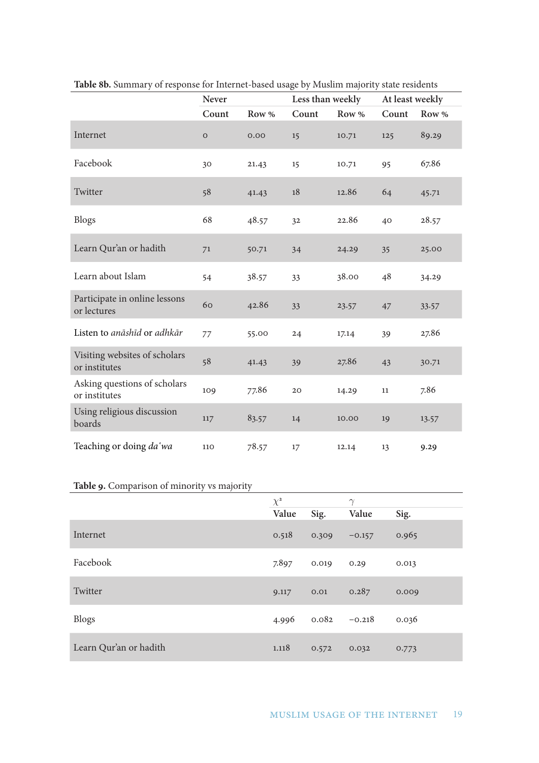**Table 8b.** Summary of response for Internet-based usage by Muslim majority state residents

| | Never | | Less than weekly | | At least weekly | |
|---|---|---|---|---|---|---|
| | Count | Row % | Count | Row % | Count | Row % |
| Internet | 0 | 0.00 | 15 | 10.71 | 125 | 89.29 |
| Facebook | 30 | 21.43 | 15 | 10.71 | 95 | 67.86 |
| Twitter | 58 | 41.43 | 18 | 12.86 | 64 | 45.71 |
| Blogs | 68 | 48.57 | 32 | 22.86 | 40 | 28.57 |
| Learn Qur'an or hadith | 71 | 50.71 | 34 | 24.29 | 35 | 25.00 |
| Learn about Islam | 54 | 38.57 | 33 | 38.00 | 48 | 34.29 |
| Participate in online lessons or lectures | 60 | 42.86 | 33 | 23.57 | 47 | 33.57 |
| Listen to *anāshīd* or *adhkār* | 77 | 55.00 | 24 | 17.14 | 39 | 27.86 |
| Visiting websites of scholars or institutes | 58 | 41.43 | 39 | 27.86 | 43 | 30.71 |
| Asking questions of scholars or institutes | 109 | 77.86 | 20 | 14.29 | 11 | 7.86 |
| Using religious discussion boards | 117 | 83.57 | 14 | 10.00 | 19 | 13.57 |
| Teaching or doing *da'wa* | 110 | 78.57 | 17 | 12.14 | 13 | 9.29 |

**Table 9.** Comparison of minority vs majority

| | $\chi^2$ | | $\gamma$ | |
|---|---|---|---|---|
| | Value | Sig. | Value | Sig. |
| Internet | 0.518 | 0.309 | −0.157 | 0.965 |
| Facebook | 7.897 | 0.019 | 0.29 | 0.013 |
| Twitter | 9.117 | 0.01 | 0.287 | 0.009 |
| Blogs | 4.996 | 0.082 | −0.218 | 0.036 |
| Learn Qur'an or hadith | 1.118 | 0.572 | 0.032 | 0.773 |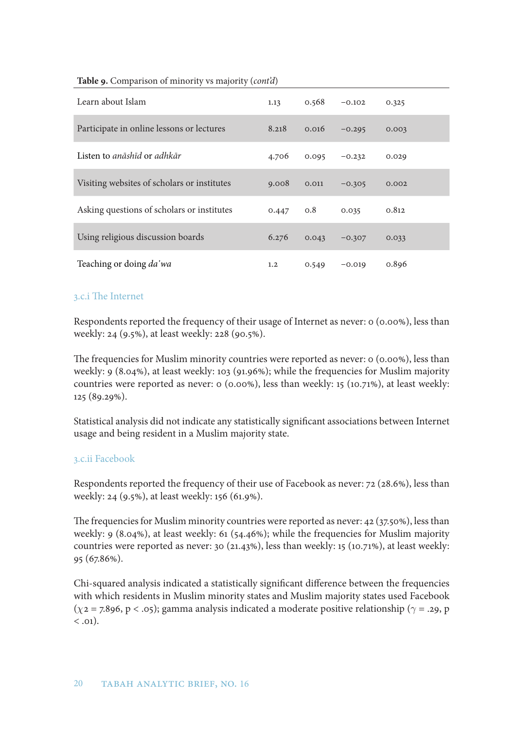**Table 9.** Comparison of minority vs majority (*cont'd*)

| | | | | |
|---|---|---|---|---|
| Learn about Islam | 1.13 | 0.568 | −0.102 | 0.325 |
| Participate in online lessons or lectures | 8.218 | 0.016 | −0.295 | 0.003 |
| Listen to *anāshīd* or *adhkār* | 4.706 | 0.095 | −0.232 | 0.029 |
| Visiting websites of scholars or institutes | 9.008 | 0.011 | −0.305 | 0.002 |
| Asking questions of scholars or institutes | 0.447 | 0.8 | 0.035 | 0.812 |
| Using religious discussion boards | 6.276 | 0.043 | −0.307 | 0.033 |
| Teaching or doing *da'wa* | 1.2 | 0.549 | −0.019 | 0.896 |

### 3.c.i The Internet

Respondents reported the frequency of their usage of Internet as never: 0 (0.00%), less than weekly: 24 (9.5%), at least weekly: 228 (90.5%).

The frequencies for Muslim minority countries were reported as never: 0 (0.00%), less than weekly: 9 (8.04%), at least weekly: 103 (91.96%); while the frequencies for Muslim majority countries were reported as never: 0 (0.00%), less than weekly: 15 (10.71%), at least weekly: 125 (89.29%).

Statistical analysis did not indicate any statistically significant associations between Internet usage and being resident in a Muslim majority state.

### 3.c.ii Facebook

Respondents reported the frequency of their use of Facebook as never: 72 (28.6%), less than weekly: 24 (9.5%), at least weekly: 156 (61.9%).

The frequencies for Muslim minority countries were reported as never: 42 (37.50%), less than weekly: 9 (8.04%), at least weekly: 61 (54.46%); while the frequencies for Muslim majority countries were reported as never: 30 (21.43%), less than weekly: 15 (10.71%), at least weekly: 95 (67.86%).

Chi-squared analysis indicated a statistically significant difference between the frequencies with which residents in Muslim minority states and Muslim majority states used Facebook ($\chi^2 = 7.896$, $p < .05$); gamma analysis indicated a moderate positive relationship ($\gamma = .29$, $p < .01$).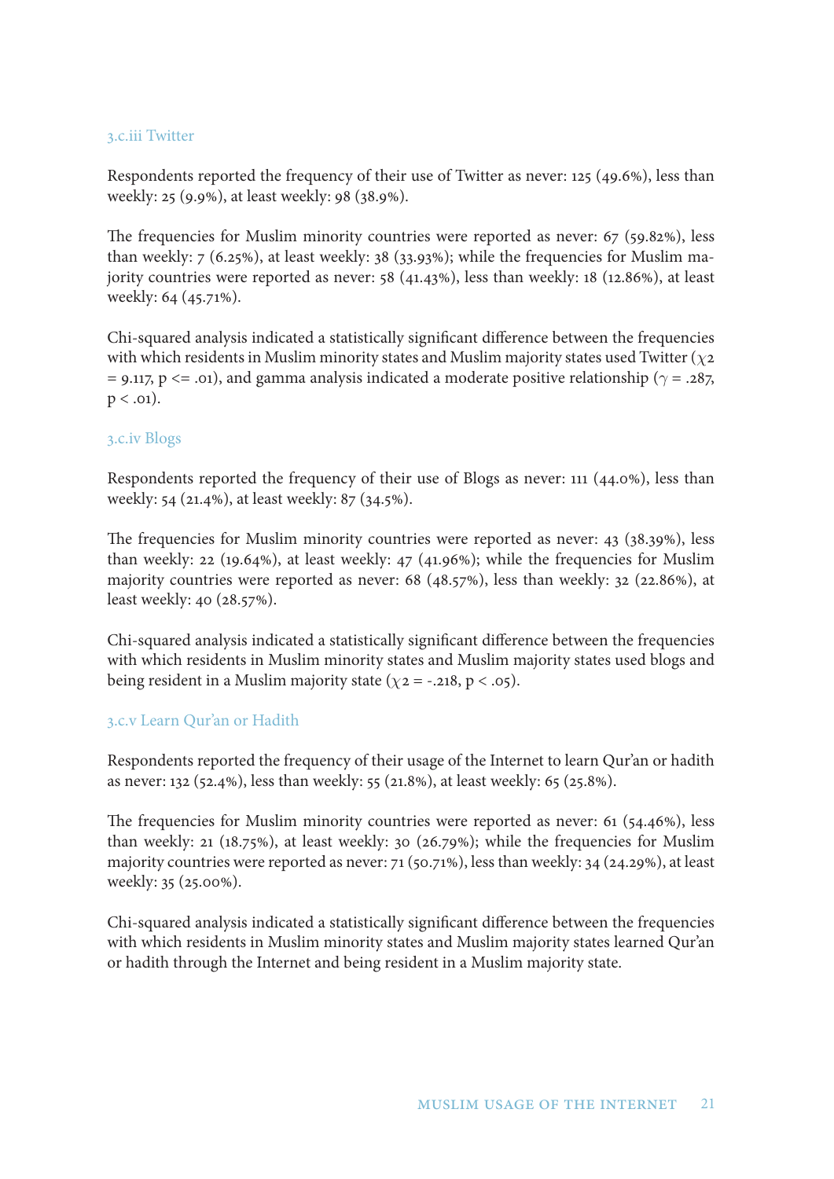### 3.c.iii Twitter

Respondents reported the frequency of their use of Twitter as never: 125 (49.6%), less than weekly: 25 (9.9%), at least weekly: 98 (38.9%).

The frequencies for Muslim minority countries were reported as never: 67 (59.82%), less than weekly: 7 (6.25%), at least weekly: 38 (33.93%); while the frequencies for Muslim majority countries were reported as never: 58 (41.43%), less than weekly: 18 (12.86%), at least weekly: 64 (45.71%).

Chi-squared analysis indicated a statistically significant difference between the frequencies with which residents in Muslim minority states and Muslim majority states used Twitter ($\chi 2 = 9.117$, $p <= .01$), and gamma analysis indicated a moderate positive relationship ($\gamma = .287$, $p < .01$).

### 3.c.iv Blogs

Respondents reported the frequency of their use of Blogs as never: 111 (44.0%), less than weekly: 54 (21.4%), at least weekly: 87 (34.5%).

The frequencies for Muslim minority countries were reported as never: 43 (38.39%), less than weekly: 22 (19.64%), at least weekly: 47 (41.96%); while the frequencies for Muslim majority countries were reported as never: 68 (48.57%), less than weekly: 32 (22.86%), at least weekly: 40 (28.57%).

Chi-squared analysis indicated a statistically significant difference between the frequencies with which residents in Muslim minority states and Muslim majority states used blogs and being resident in a Muslim majority state ($\chi 2 = -.218$, $p < .05$).

### 3.c.v Learn Qur'an or Hadith

Respondents reported the frequency of their usage of the Internet to learn Qur'an or hadith as never: 132 (52.4%), less than weekly: 55 (21.8%), at least weekly: 65 (25.8%).

The frequencies for Muslim minority countries were reported as never: 61 (54.46%), less than weekly: 21 (18.75%), at least weekly: 30 (26.79%); while the frequencies for Muslim majority countries were reported as never: 71 (50.71%), less than weekly: 34 (24.29%), at least weekly: 35 (25.00%).

Chi-squared analysis indicated a statistically significant difference between the frequencies with which residents in Muslim minority states and Muslim majority states learned Qur'an or hadith through the Internet and being resident in a Muslim majority state.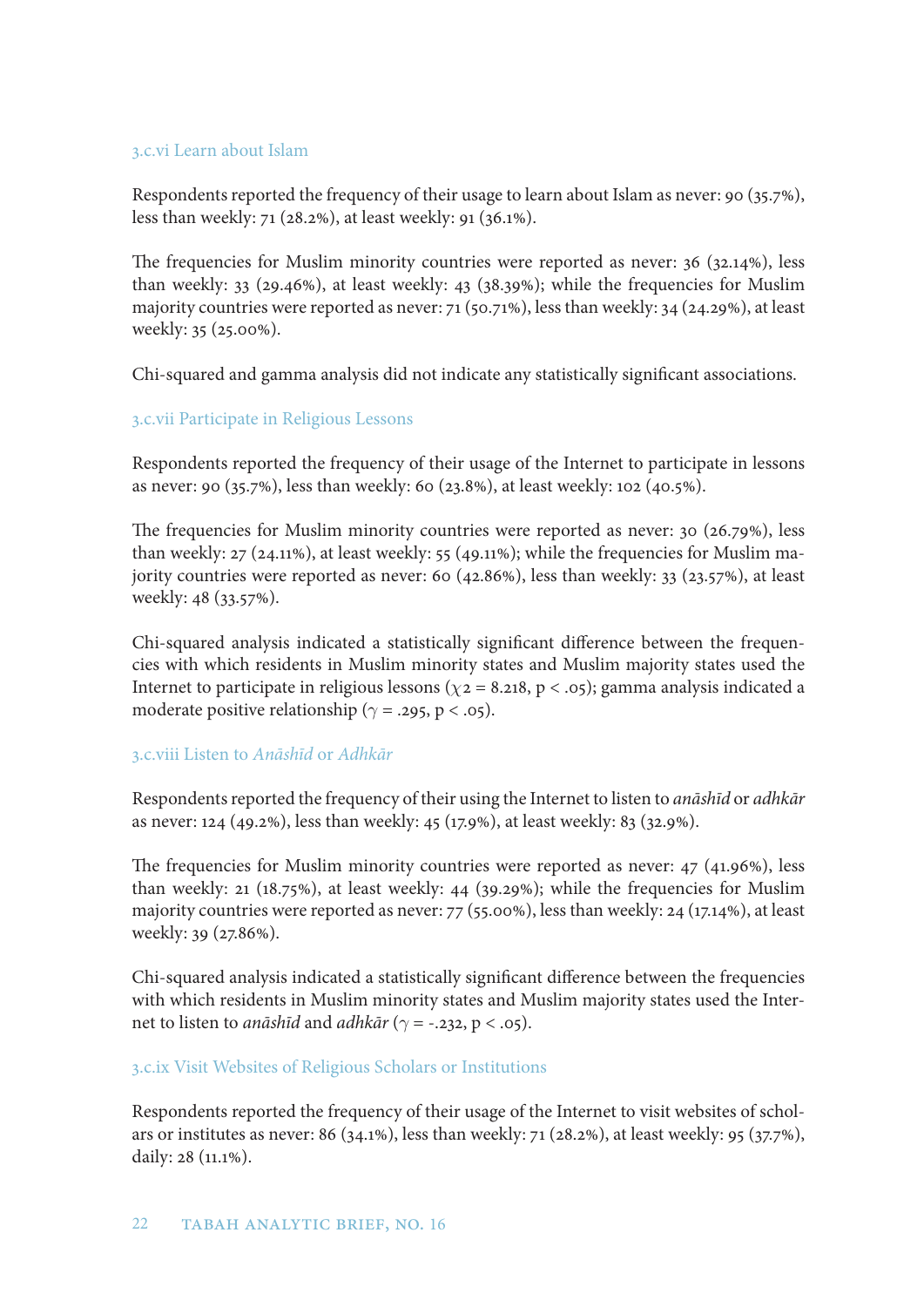### 3.c.vi Learn about Islam

Respondents reported the frequency of their usage to learn about Islam as never: 90 (35.7%), less than weekly: 71 (28.2%), at least weekly: 91 (36.1%).

The frequencies for Muslim minority countries were reported as never: 36 (32.14%), less than weekly: 33 (29.46%), at least weekly: 43 (38.39%); while the frequencies for Muslim majority countries were reported as never: 71 (50.71%), less than weekly: 34 (24.29%), at least weekly: 35 (25.00%).

Chi-squared and gamma analysis did not indicate any statistically significant associations.

### 3.c.vii Participate in Religious Lessons

Respondents reported the frequency of their usage of the Internet to participate in lessons as never: 90 (35.7%), less than weekly: 60 (23.8%), at least weekly: 102 (40.5%).

The frequencies for Muslim minority countries were reported as never: 30 (26.79%), less than weekly: 27 (24.11%), at least weekly: 55 (49.11%); while the frequencies for Muslim majority countries were reported as never: 60 (42.86%), less than weekly: 33 (23.57%), at least weekly: 48 (33.57%).

Chi-squared analysis indicated a statistically significant difference between the frequencies with which residents in Muslim minority states and Muslim majority states used the Internet to participate in religious lessons ($\chi 2 = 8.218$, $p < .05$); gamma analysis indicated a moderate positive relationship ($\gamma = .295$, $p < .05$).

### 3.c.viii Listen to *Anāshīd* or *Adhkār*

Respondents reported the frequency of their using the Internet to listen to *anāshīd* or *adhkār* as never: 124 (49.2%), less than weekly: 45 (17.9%), at least weekly: 83 (32.9%).

The frequencies for Muslim minority countries were reported as never: 47 (41.96%), less than weekly: 21 (18.75%), at least weekly: 44 (39.29%); while the frequencies for Muslim majority countries were reported as never: 77 (55.00%), less than weekly: 24 (17.14%), at least weekly: 39 (27.86%).

Chi-squared analysis indicated a statistically significant difference between the frequencies with which residents in Muslim minority states and Muslim majority states used the Internet to listen to *anāshīd* and *adhkār* ($\gamma = -.232$, $p < .05$).

### 3.c.ix Visit Websites of Religious Scholars or Institutions

Respondents reported the frequency of their usage of the Internet to visit websites of scholars or institutes as never: 86 (34.1%), less than weekly: 71 (28.2%), at least weekly: 95 (37.7%), daily: 28 (11.1%).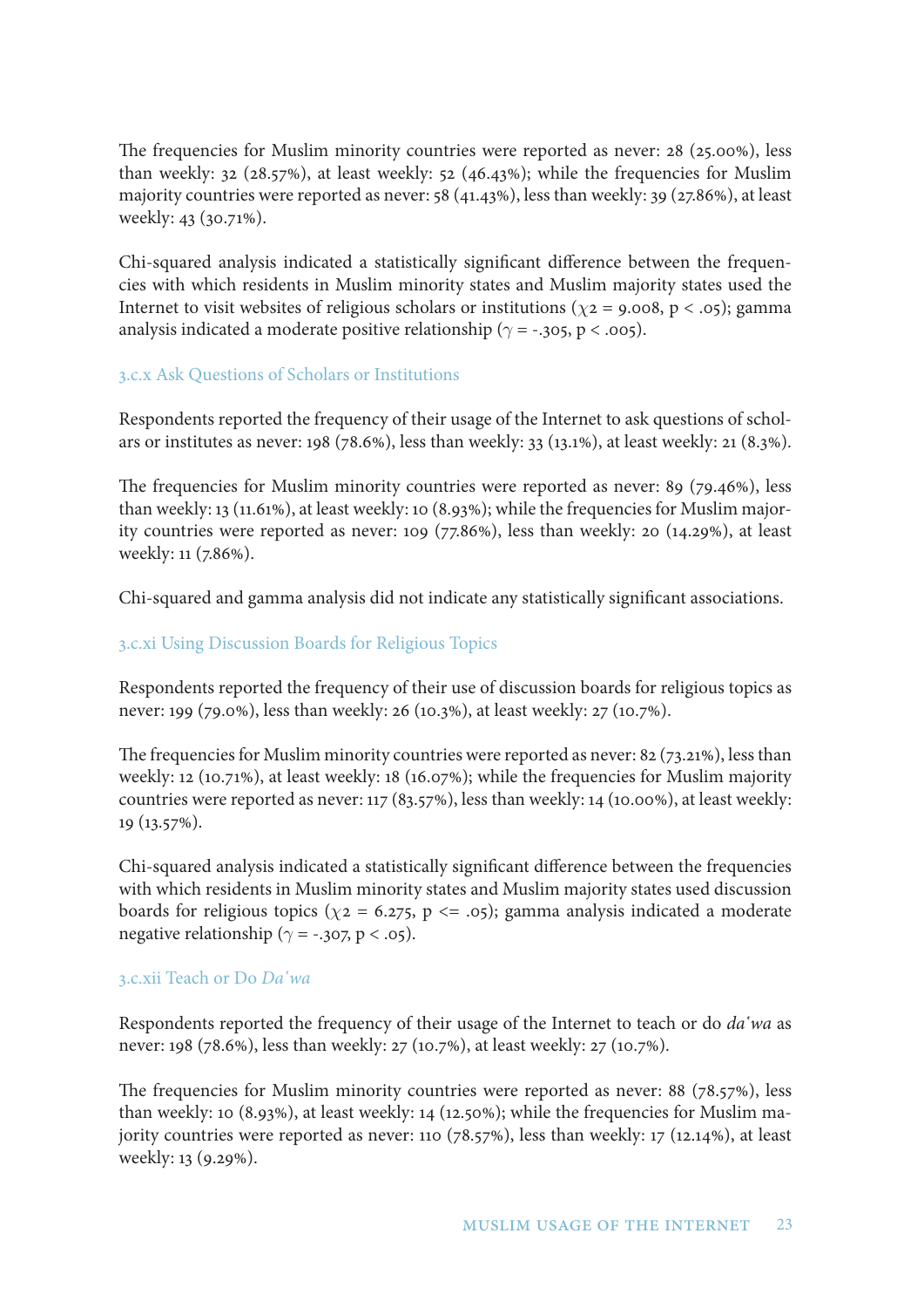The frequencies for Muslim minority countries were reported as never: 28 (25.00%), less than weekly: 32 (28.57%), at least weekly: 52 (46.43%); while the frequencies for Muslim majority countries were reported as never: 58 (41.43%), less than weekly: 39 (27.86%), at least weekly: 43 (30.71%).

Chi-squared analysis indicated a statistically significant difference between the frequencies with which residents in Muslim minority states and Muslim majority states used the Internet to visit websites of religious scholars or institutions ($\chi 2 = 9.008$, $p < .05$); gamma analysis indicated a moderate positive relationship ($\gamma = -.305$, $p < .005$).

### 3.c.x Ask Questions of Scholars or Institutions

Respondents reported the frequency of their usage of the Internet to ask questions of scholars or institutes as never: 198 (78.6%), less than weekly: 33 (13.1%), at least weekly: 21 (8.3%).

The frequencies for Muslim minority countries were reported as never: 89 (79.46%), less than weekly: 13 (11.61%), at least weekly: 10 (8.93%); while the frequencies for Muslim majority countries were reported as never: 109 (77.86%), less than weekly: 20 (14.29%), at least weekly: 11 (7.86%).

Chi-squared and gamma analysis did not indicate any statistically significant associations.

### 3.c.xi Using Discussion Boards for Religious Topics

Respondents reported the frequency of their use of discussion boards for religious topics as never: 199 (79.0%), less than weekly: 26 (10.3%), at least weekly: 27 (10.7%).

The frequencies for Muslim minority countries were reported as never: 82 (73.21%), less than weekly: 12 (10.71%), at least weekly: 18 (16.07%); while the frequencies for Muslim majority countries were reported as never: 117 (83.57%), less than weekly: 14 (10.00%), at least weekly: 19 (13.57%).

Chi-squared analysis indicated a statistically significant difference between the frequencies with which residents in Muslim minority states and Muslim majority states used discussion boards for religious topics ($\chi 2 = 6.275$, $p <= .05$); gamma analysis indicated a moderate negative relationship ($\gamma = -.307$, $p < .05$).

### 3.c.xii Teach or Do *Da'wa*

Respondents reported the frequency of their usage of the Internet to teach or do *da'wa* as never: 198 (78.6%), less than weekly: 27 (10.7%), at least weekly: 27 (10.7%).

The frequencies for Muslim minority countries were reported as never: 88 (78.57%), less than weekly: 10 (8.93%), at least weekly: 14 (12.50%); while the frequencies for Muslim majority countries were reported as never: 110 (78.57%), less than weekly: 17 (12.14%), at least weekly: 13 (9.29%).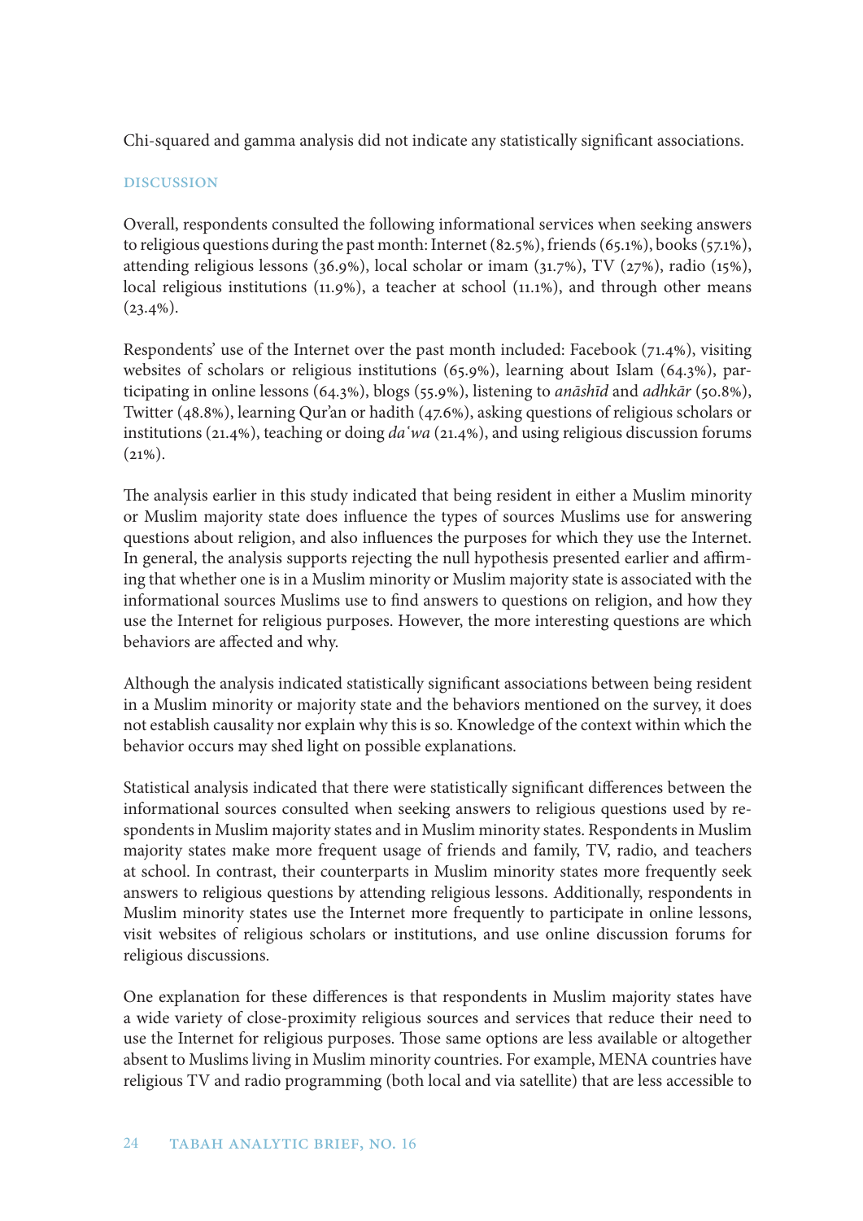Chi-squared and gamma analysis did not indicate any statistically significant associations.

## DISCUSSION

Overall, respondents consulted the following informational services when seeking answers to religious questions during the past month: Internet (82.5%), friends (65.1%), books (57.1%), attending religious lessons (36.9%), local scholar or imam (31.7%), TV (27%), radio (15%), local religious institutions (11.9%), a teacher at school (11.1%), and through other means (23.4%).

Respondents' use of the Internet over the past month included: Facebook (71.4%), visiting websites of scholars or religious institutions (65.9%), learning about Islam (64.3%), participating in online lessons (64.3%), blogs (55.9%), listening to *anāshīd* and *adhkār* (50.8%), Twitter (48.8%), learning Qur'an or hadith (47.6%), asking questions of religious scholars or institutions (21.4%), teaching or doing *daʿwa* (21.4%), and using religious discussion forums (21%).

The analysis earlier in this study indicated that being resident in either a Muslim minority or Muslim majority state does influence the types of sources Muslims use for answering questions about religion, and also influences the purposes for which they use the Internet. In general, the analysis supports rejecting the null hypothesis presented earlier and affirming that whether one is in a Muslim minority or Muslim majority state is associated with the informational sources Muslims use to find answers to questions on religion, and how they use the Internet for religious purposes. However, the more interesting questions are which behaviors are affected and why.

Although the analysis indicated statistically significant associations between being resident in a Muslim minority or majority state and the behaviors mentioned on the survey, it does not establish causality nor explain why this is so. Knowledge of the context within which the behavior occurs may shed light on possible explanations.

Statistical analysis indicated that there were statistically significant differences between the informational sources consulted when seeking answers to religious questions used by respondents in Muslim majority states and in Muslim minority states. Respondents in Muslim majority states make more frequent usage of friends and family, TV, radio, and teachers at school. In contrast, their counterparts in Muslim minority states more frequently seek answers to religious questions by attending religious lessons. Additionally, respondents in Muslim minority states use the Internet more frequently to participate in online lessons, visit websites of religious scholars or institutions, and use online discussion forums for religious discussions.

One explanation for these differences is that respondents in Muslim majority states have a wide variety of close-proximity religious sources and services that reduce their need to use the Internet for religious purposes. Those same options are less available or altogether absent to Muslims living in Muslim minority countries. For example, MENA countries have religious TV and radio programming (both local and via satellite) that are less accessible to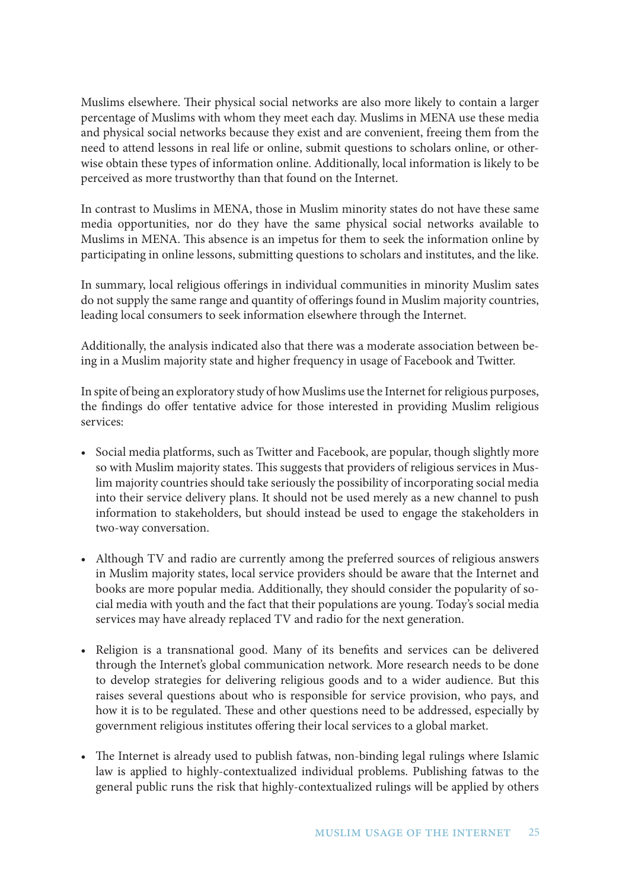Muslims elsewhere. Their physical social networks are also more likely to contain a larger percentage of Muslims with whom they meet each day. Muslims in MENA use these media and physical social networks because they exist and are convenient, freeing them from the need to attend lessons in real life or online, submit questions to scholars online, or otherwise obtain these types of information online. Additionally, local information is likely to be perceived as more trustworthy than that found on the Internet.

In contrast to Muslims in MENA, those in Muslim minority states do not have these same media opportunities, nor do they have the same physical social networks available to Muslims in MENA. This absence is an impetus for them to seek the information online by participating in online lessons, submitting questions to scholars and institutes, and the like.

In summary, local religious offerings in individual communities in minority Muslim sates do not supply the same range and quantity of offerings found in Muslim majority countries, leading local consumers to seek information elsewhere through the Internet.

Additionally, the analysis indicated also that there was a moderate association between being in a Muslim majority state and higher frequency in usage of Facebook and Twitter.

In spite of being an exploratory study of how Muslims use the Internet for religious purposes, the findings do offer tentative advice for those interested in providing Muslim religious services:

- Social media platforms, such as Twitter and Facebook, are popular, though slightly more so with Muslim majority states. This suggests that providers of religious services in Muslim majority countries should take seriously the possibility of incorporating social media into their service delivery plans. It should not be used merely as a new channel to push information to stakeholders, but should instead be used to engage the stakeholders in two-way conversation.
- Although TV and radio are currently among the preferred sources of religious answers in Muslim majority states, local service providers should be aware that the Internet and books are more popular media. Additionally, they should consider the popularity of social media with youth and the fact that their populations are young. Today's social media services may have already replaced TV and radio for the next generation.
- Religion is a transnational good. Many of its benefits and services can be delivered through the Internet's global communication network. More research needs to be done to develop strategies for delivering religious goods and to a wider audience. But this raises several questions about who is responsible for service provision, who pays, and how it is to be regulated. These and other questions need to be addressed, especially by government religious institutes offering their local services to a global market.
- The Internet is already used to publish fatwas, non-binding legal rulings where Islamic law is applied to highly-contextualized individual problems. Publishing fatwas to the general public runs the risk that highly-contextualized rulings will be applied by others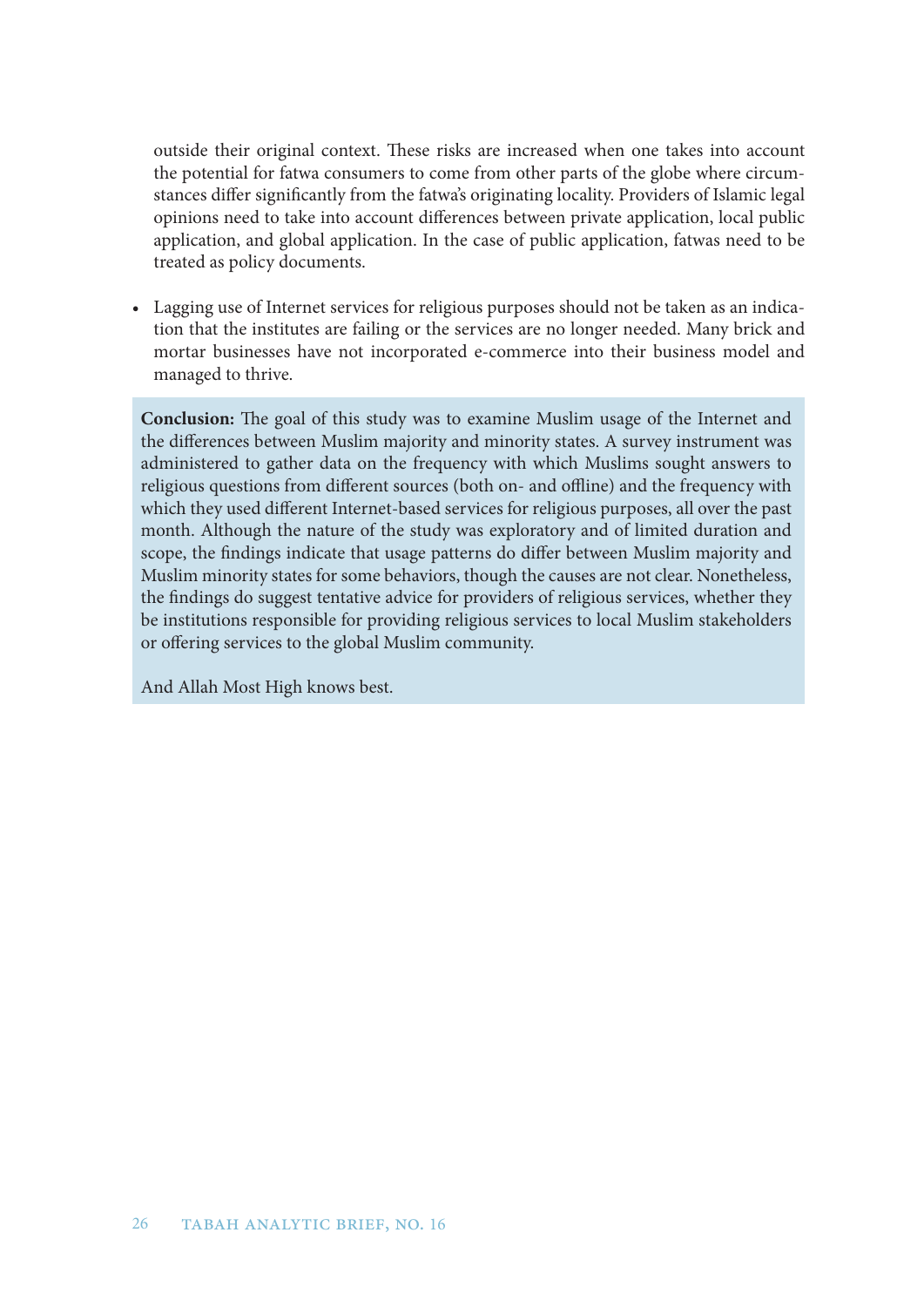outside their original context. These risks are increased when one takes into account the potential for fatwa consumers to come from other parts of the globe where circumstances differ significantly from the fatwa's originating locality. Providers of Islamic legal opinions need to take into account differences between private application, local public application, and global application. In the case of public application, fatwas need to be treated as policy documents.

- Lagging use of Internet services for religious purposes should not be taken as an indication that the institutes are failing or the services are no longer needed. Many brick and mortar businesses have not incorporated e-commerce into their business model and managed to thrive.

**Conclusion:** The goal of this study was to examine Muslim usage of the Internet and the differences between Muslim majority and minority states. A survey instrument was administered to gather data on the frequency with which Muslims sought answers to religious questions from different sources (both on- and offline) and the frequency with which they used different Internet-based services for religious purposes, all over the past month. Although the nature of the study was exploratory and of limited duration and scope, the findings indicate that usage patterns do differ between Muslim majority and Muslim minority states for some behaviors, though the causes are not clear. Nonetheless, the findings do suggest tentative advice for providers of religious services, whether they be institutions responsible for providing religious services to local Muslim stakeholders or offering services to the global Muslim community.

And Allah Most High knows best.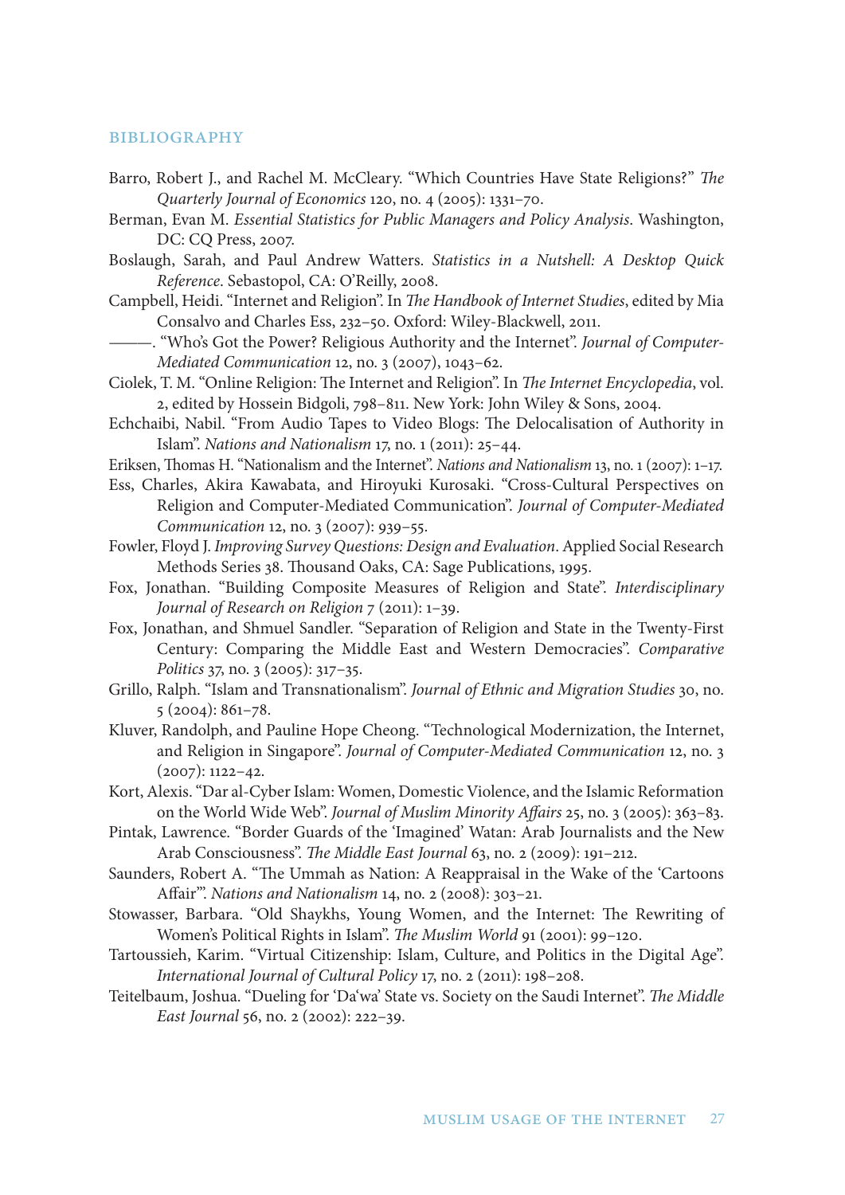## BIBLIOGRAPHY

Barro, Robert J., and Rachel M. McCleary. "Which Countries Have State Religions?" *The Quarterly Journal of Economics* 120, no. 4 (2005): 1331–70.

Berman, Evan M. *Essential Statistics for Public Managers and Policy Analysis*. Washington, DC: CQ Press, 2007.

Boslaugh, Sarah, and Paul Andrew Watters. *Statistics in a Nutshell: A Desktop Quick Reference*. Sebastopol, CA: O'Reilly, 2008.

Campbell, Heidi. "Internet and Religion". In *The Handbook of Internet Studies*, edited by Mia Consalvo and Charles Ess, 232–50. Oxford: Wiley-Blackwell, 2011.

———. "Who's Got the Power? Religious Authority and the Internet". *Journal of Computer-Mediated Communication* 12, no. 3 (2007), 1043–62.

Ciolek, T. M. "Online Religion: The Internet and Religion". In *The Internet Encyclopedia*, vol. 2, edited by Hossein Bidgoli, 798–811. New York: John Wiley & Sons, 2004.

Echchaibi, Nabil. "From Audio Tapes to Video Blogs: The Delocalisation of Authority in Islam". *Nations and Nationalism* 17, no. 1 (2011): 25–44.

Eriksen, Thomas H. "Nationalism and the Internet". *Nations and Nationalism* 13, no. 1 (2007): 1–17.

Ess, Charles, Akira Kawabata, and Hiroyuki Kurosaki. "Cross-Cultural Perspectives on Religion and Computer-Mediated Communication". *Journal of Computer-Mediated Communication* 12, no. 3 (2007): 939–55.

Fowler, Floyd J. *Improving Survey Questions: Design and Evaluation*. Applied Social Research Methods Series 38. Thousand Oaks, CA: Sage Publications, 1995.

Fox, Jonathan. "Building Composite Measures of Religion and State". *Interdisciplinary Journal of Research on Religion* 7 (2011): 1–39.

Fox, Jonathan, and Shmuel Sandler. "Separation of Religion and State in the Twenty-First Century: Comparing the Middle East and Western Democracies". *Comparative Politics* 37, no. 3 (2005): 317–35.

Grillo, Ralph. "Islam and Transnationalism". *Journal of Ethnic and Migration Studies* 30, no. 5 (2004): 861–78.

Kluver, Randolph, and Pauline Hope Cheong. "Technological Modernization, the Internet, and Religion in Singapore". *Journal of Computer-Mediated Communication* 12, no. 3 (2007): 1122–42.

Kort, Alexis. "Dar al-Cyber Islam: Women, Domestic Violence, and the Islamic Reformation on the World Wide Web". *Journal of Muslim Minority Affairs* 25, no. 3 (2005): 363–83.

Pintak, Lawrence. "Border Guards of the 'Imagined' Watan: Arab Journalists and the New Arab Consciousness". *The Middle East Journal* 63, no. 2 (2009): 191–212.

Saunders, Robert A. "The Ummah as Nation: A Reappraisal in the Wake of the 'Cartoons Affair'". *Nations and Nationalism* 14, no. 2 (2008): 303–21.

Stowasser, Barbara. "Old Shaykhs, Young Women, and the Internet: The Rewriting of Women's Political Rights in Islam". *The Muslim World* 91 (2001): 99–120.

Tartoussieh, Karim. "Virtual Citizenship: Islam, Culture, and Politics in the Digital Age". *International Journal of Cultural Policy* 17, no. 2 (2011): 198–208.

Teitelbaum, Joshua. "Dueling for 'Da'wa' State vs. Society on the Saudi Internet". *The Middle East Journal* 56, no. 2 (2002): 222–39.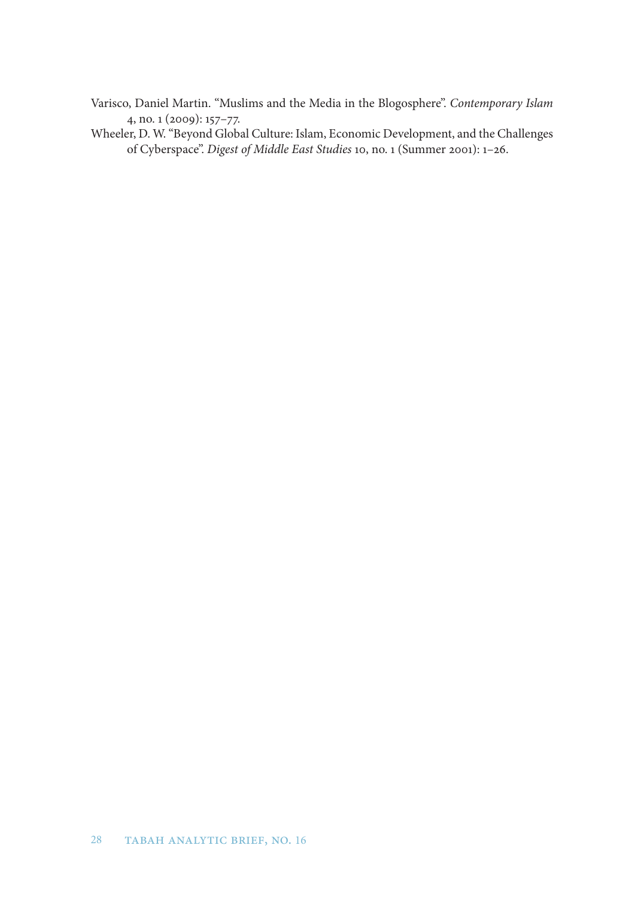Varisco, Daniel Martin. "Muslims and the Media in the Blogosphere". *Contemporary Islam* 4, no. 1 (2009): 157–77.

Wheeler, D. W. "Beyond Global Culture: Islam, Economic Development, and the Challenges of Cyberspace". *Digest of Middle East Studies* 10, no. 1 (Summer 2001): 1–26.